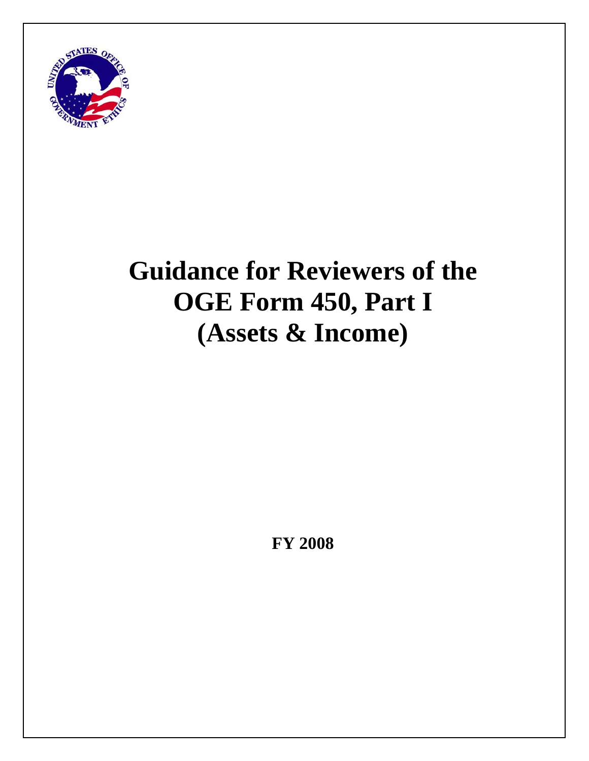# Guidance for Reviewers of the OGE Form 450, Part I (Assets & Income)

**FY 2008**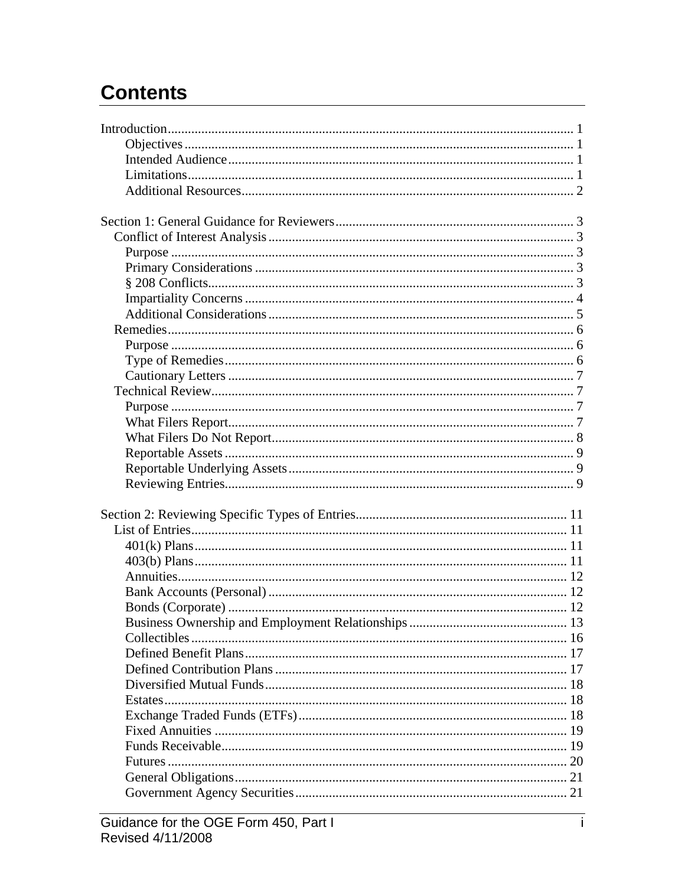# Contents

- Introduction ... 1
  - Objectives ... 1
  - Intended Audience ... 1
  - Limitations ... 1
  - Additional Resources ... 2

- Section 1: General Guidance for Reviewers ... 3
  - Conflict of Interest Analysis ... 3
    - Purpose ... 3
    - Primary Considerations ... 3
    - § 208 Conflicts ... 3
    - Impartiality Concerns ... 4
    - Additional Considerations ... 5
  - Remedies ... 6
    - Purpose ... 6
    - Type of Remedies ... 6
    - Cautionary Letters ... 7
  - Technical Review ... 7
    - Purpose ... 7
    - What Filers Report ... 7
    - What Filers Do Not Report ... 8
    - Reportable Assets ... 9
    - Reportable Underlying Assets ... 9
    - Reviewing Entries ... 9

- Section 2: Reviewing Specific Types of Entries ... 11
  - List of Entries ... 11
    - 401(k) Plans ... 11
    - 403(b) Plans ... 11
    - Annuities ... 12
    - Bank Accounts (Personal) ... 12
    - Bonds (Corporate) ... 12
    - Business Ownership and Employment Relationships ... 13
    - Collectibles ... 16
    - Defined Benefit Plans ... 17
    - Defined Contribution Plans ... 17
    - Diversified Mutual Funds ... 18
    - Estates ... 18
    - Exchange Traded Funds (ETFs) ... 18
    - Fixed Annuities ... 19
    - Funds Receivable ... 19
    - Futures ... 20
    - General Obligations ... 21
    - Government Agency Securities ... 21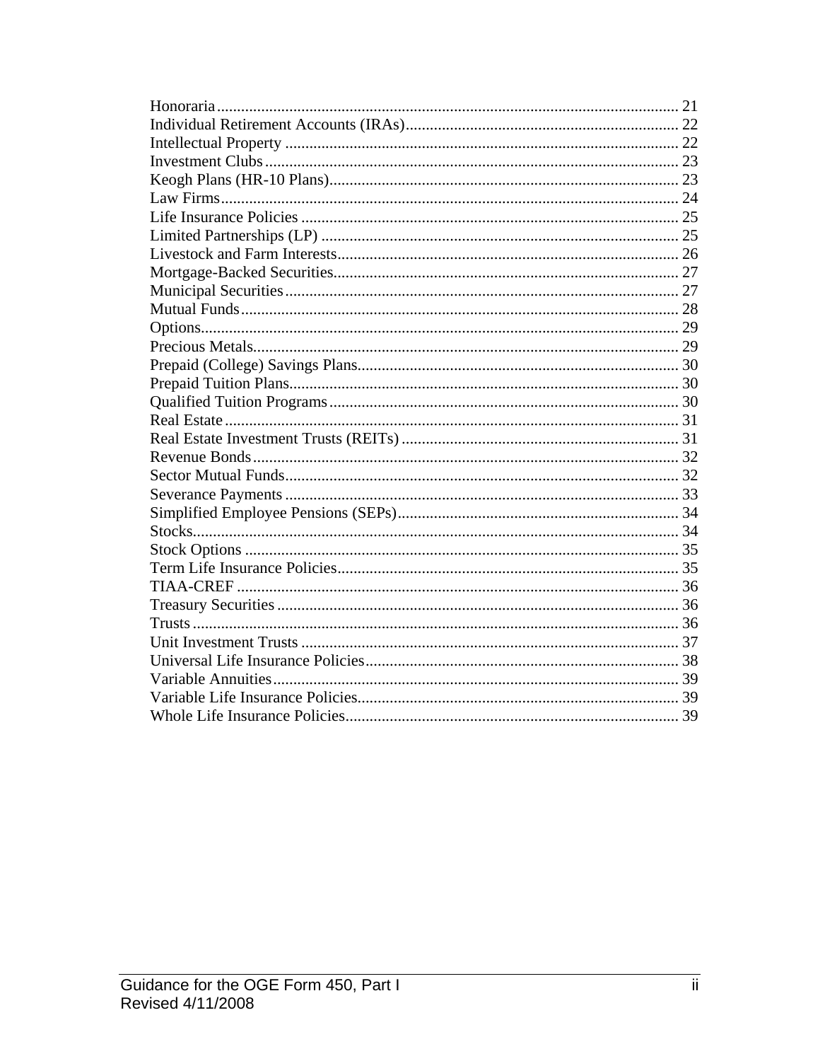Honoraria .................................................................................................. 21
Individual Retirement Accounts (IRAs).................................................................... 22
Intellectual Property ................................................................................................. 22
Investment Clubs ...................................................................................................... 23
Keogh Plans (HR-10 Plans)...................................................................................... 23
Law Firms................................................................................................................. 24
Life Insurance Policies ............................................................................................. 25
Limited Partnerships (LP) ........................................................................................ 25
Livestock and Farm Interests.................................................................................... 26
Mortgage-Backed Securities..................................................................................... 27
Municipal Securities ................................................................................................. 27
Mutual Funds............................................................................................................ 28
Options...................................................................................................................... 29
Precious Metals......................................................................................................... 29
Prepaid (College) Savings Plans............................................................................... 30
Prepaid Tuition Plans................................................................................................ 30
Qualified Tuition Programs ...................................................................................... 30
Real Estate ................................................................................................................ 31
Real Estate Investment Trusts (REITs) .................................................................... 31
Revenue Bonds ......................................................................................................... 32
Sector Mutual Funds................................................................................................. 32
Severance Payments ................................................................................................. 33
Simplified Employee Pensions (SEPs)..................................................................... 34
Stocks........................................................................................................................ 34
Stock Options ........................................................................................................... 35
Term Life Insurance Policies.................................................................................... 35
TIAA-CREF ............................................................................................................. 36
Treasury Securities ................................................................................................... 36
Trusts ........................................................................................................................ 36
Unit Investment Trusts ............................................................................................. 37
Universal Life Insurance Policies............................................................................. 38
Variable Annuities .................................................................................................... 39
Variable Life Insurance Policies............................................................................... 39
Whole Life Insurance Policies.................................................................................. 39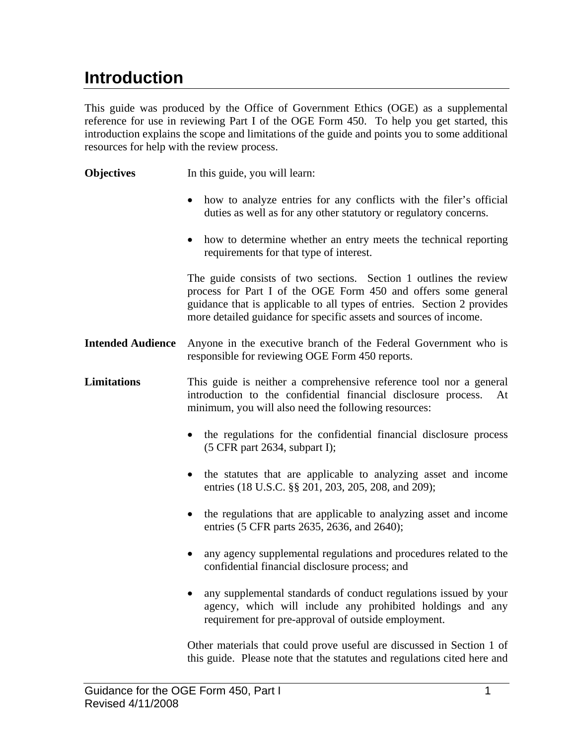# Introduction

This guide was produced by the Office of Government Ethics (OGE) as a supplemental reference for use in reviewing Part I of the OGE Form 450. To help you get started, this introduction explains the scope and limitations of the guide and points you to some additional resources for help with the review process.

**Objectives**

In this guide, you will learn:

- how to analyze entries for any conflicts with the filer's official duties as well as for any other statutory or regulatory concerns.
- how to determine whether an entry meets the technical reporting requirements for that type of interest.

The guide consists of two sections. Section 1 outlines the review process for Part I of the OGE Form 450 and offers some general guidance that is applicable to all types of entries. Section 2 provides more detailed guidance for specific assets and sources of income.

**Intended Audience**

Anyone in the executive branch of the Federal Government who is responsible for reviewing OGE Form 450 reports.

**Limitations**

This guide is neither a comprehensive reference tool nor a general introduction to the confidential financial disclosure process. At minimum, you will also need the following resources:

- the regulations for the confidential financial disclosure process (5 CFR part 2634, subpart I);
- the statutes that are applicable to analyzing asset and income entries (18 U.S.C. §§ 201, 203, 205, 208, and 209);
- the regulations that are applicable to analyzing asset and income entries (5 CFR parts 2635, 2636, and 2640);
- any agency supplemental regulations and procedures related to the confidential financial disclosure process; and
- any supplemental standards of conduct regulations issued by your agency, which will include any prohibited holdings and any requirement for pre-approval of outside employment.

Other materials that could prove useful are discussed in Section 1 of this guide. Please note that the statutes and regulations cited here and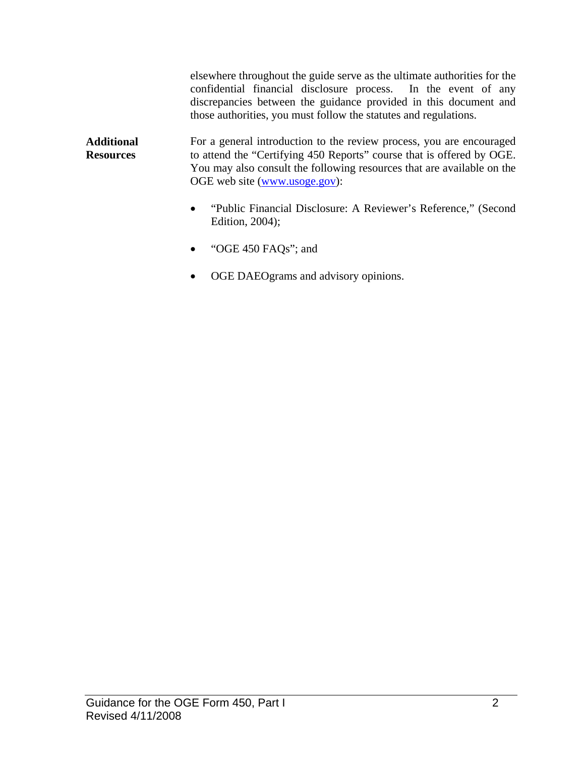elsewhere throughout the guide serve as the ultimate authorities for the confidential financial disclosure process. In the event of any discrepancies between the guidance provided in this document and those authorities, you must follow the statutes and regulations.

**Additional Resources**

For a general introduction to the review process, you are encouraged to attend the "Certifying 450 Reports" course that is offered by OGE. You may also consult the following resources that are available on the OGE web site (www.usoge.gov):

- "Public Financial Disclosure: A Reviewer's Reference," (Second Edition, 2004);
- "OGE 450 FAQs"; and
- OGE DAEOgrams and advisory opinions.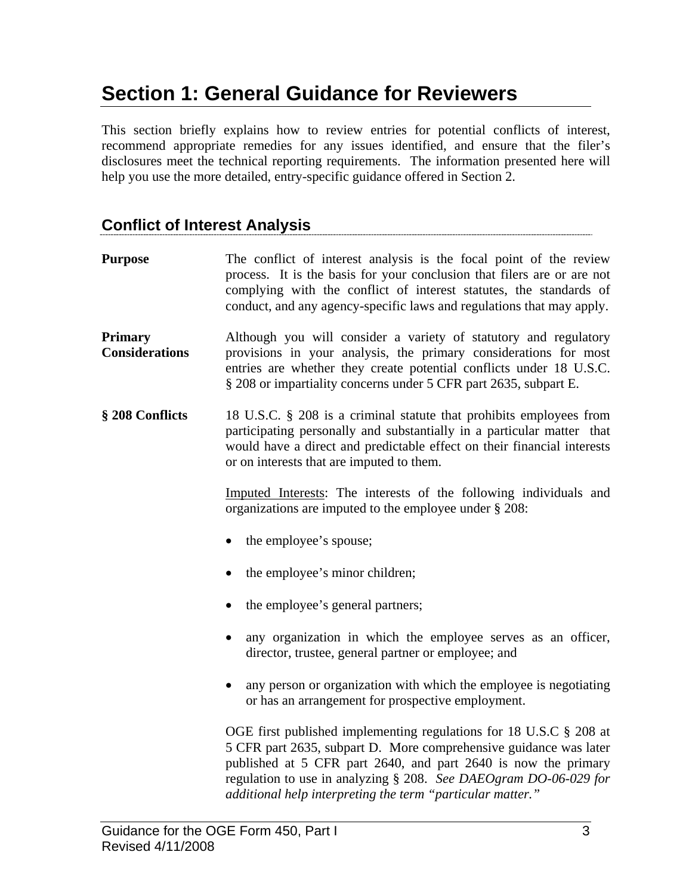# Section 1: General Guidance for Reviewers

This section briefly explains how to review entries for potential conflicts of interest, recommend appropriate remedies for any issues identified, and ensure that the filer's disclosures meet the technical reporting requirements. The information presented here will help you use the more detailed, entry-specific guidance offered in Section 2.

## Conflict of Interest Analysis

**Purpose**

The conflict of interest analysis is the focal point of the review process. It is the basis for your conclusion that filers are or are not complying with the conflict of interest statutes, the standards of conduct, and any agency-specific laws and regulations that may apply.

**Primary Considerations**

Although you will consider a variety of statutory and regulatory provisions in your analysis, the primary considerations for most entries are whether they create potential conflicts under 18 U.S.C. § 208 or impartiality concerns under 5 CFR part 2635, subpart E.

**§ 208 Conflicts**

18 U.S.C. § 208 is a criminal statute that prohibits employees from participating personally and substantially in a particular matter that would have a direct and predictable effect on their financial interests or on interests that are imputed to them.

Imputed Interests: The interests of the following individuals and organizations are imputed to the employee under § 208:

- the employee's spouse;
- the employee's minor children;
- the employee's general partners;
- any organization in which the employee serves as an officer, director, trustee, general partner or employee; and
- any person or organization with which the employee is negotiating or has an arrangement for prospective employment.

OGE first published implementing regulations for 18 U.S.C § 208 at 5 CFR part 2635, subpart D. More comprehensive guidance was later published at 5 CFR part 2640, and part 2640 is now the primary regulation to use in analyzing § 208. *See DAEOgram DO-06-029 for additional help interpreting the term "particular matter."*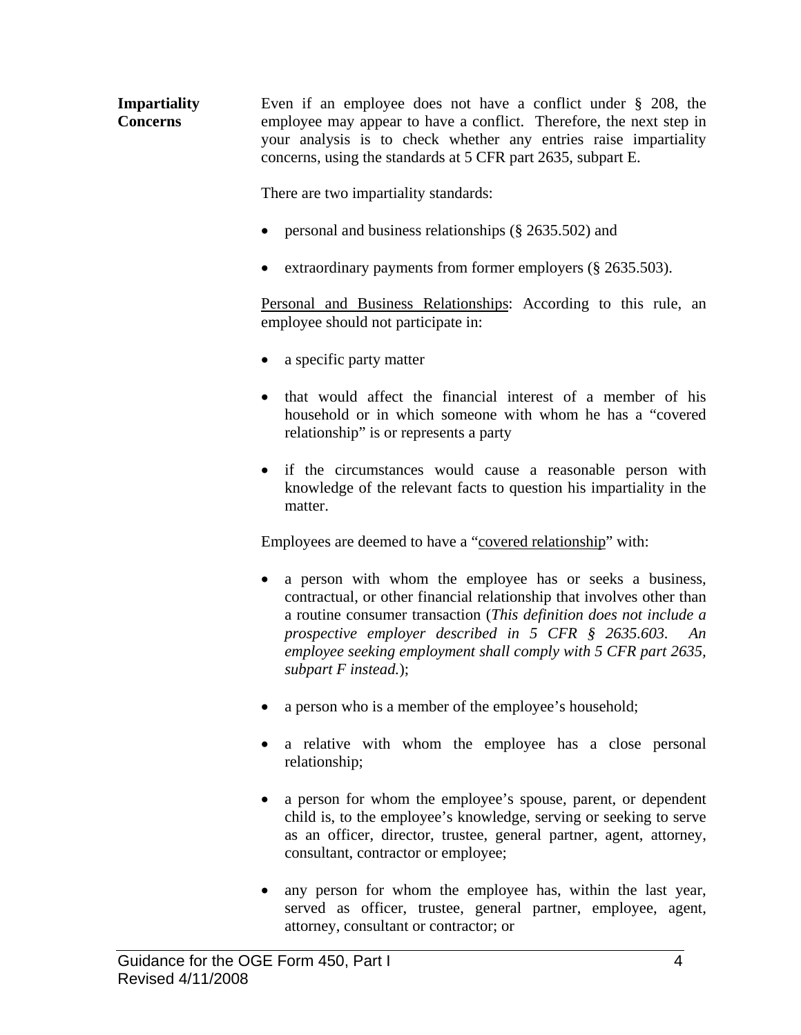**Impartiality Concerns**

Even if an employee does not have a conflict under § 208, the employee may appear to have a conflict. Therefore, the next step in your analysis is to check whether any entries raise impartiality concerns, using the standards at 5 CFR part 2635, subpart E.

There are two impartiality standards:

- personal and business relationships (§ 2635.502) and
- extraordinary payments from former employers (§ 2635.503).

Personal and Business Relationships: According to this rule, an employee should not participate in:

- a specific party matter
- that would affect the financial interest of a member of his household or in which someone with whom he has a "covered relationship" is or represents a party
- if the circumstances would cause a reasonable person with knowledge of the relevant facts to question his impartiality in the matter.

Employees are deemed to have a "covered relationship" with:

- a person with whom the employee has or seeks a business, contractual, or other financial relationship that involves other than a routine consumer transaction (*This definition does not include a prospective employer described in 5 CFR § 2635.603. An employee seeking employment shall comply with 5 CFR part 2635, subpart F instead.*);
- a person who is a member of the employee's household;
- a relative with whom the employee has a close personal relationship;
- a person for whom the employee's spouse, parent, or dependent child is, to the employee's knowledge, serving or seeking to serve as an officer, director, trustee, general partner, agent, attorney, consultant, contractor or employee;
- any person for whom the employee has, within the last year, served as officer, trustee, general partner, employee, agent, attorney, consultant or contractor; or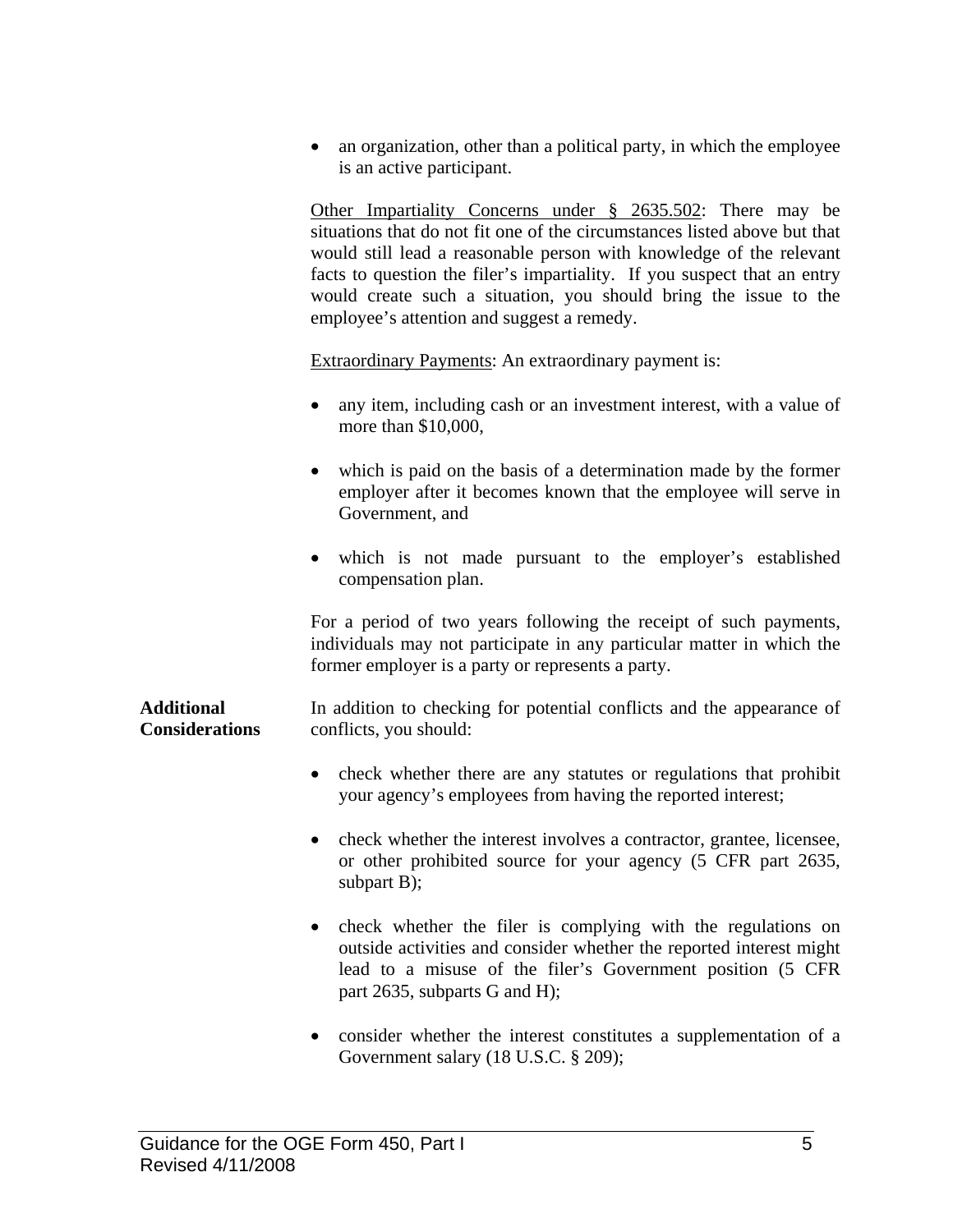- an organization, other than a political party, in which the employee is an active participant.

Other Impartiality Concerns under § 2635.502: There may be situations that do not fit one of the circumstances listed above but that would still lead a reasonable person with knowledge of the relevant facts to question the filer's impartiality. If you suspect that an entry would create such a situation, you should bring the issue to the employee's attention and suggest a remedy.

Extraordinary Payments: An extraordinary payment is:

- any item, including cash or an investment interest, with a value of more than $10,000,
- which is paid on the basis of a determination made by the former employer after it becomes known that the employee will serve in Government, and
- which is not made pursuant to the employer's established compensation plan.

For a period of two years following the receipt of such payments, individuals may not participate in any particular matter in which the former employer is a party or represents a party.

**Additional Considerations**

In addition to checking for potential conflicts and the appearance of conflicts, you should:

- check whether there are any statutes or regulations that prohibit your agency's employees from having the reported interest;
- check whether the interest involves a contractor, grantee, licensee, or other prohibited source for your agency (5 CFR part 2635, subpart B);
- check whether the filer is complying with the regulations on outside activities and consider whether the reported interest might lead to a misuse of the filer's Government position (5 CFR part 2635, subparts G and H);
- consider whether the interest constitutes a supplementation of a Government salary (18 U.S.C. § 209);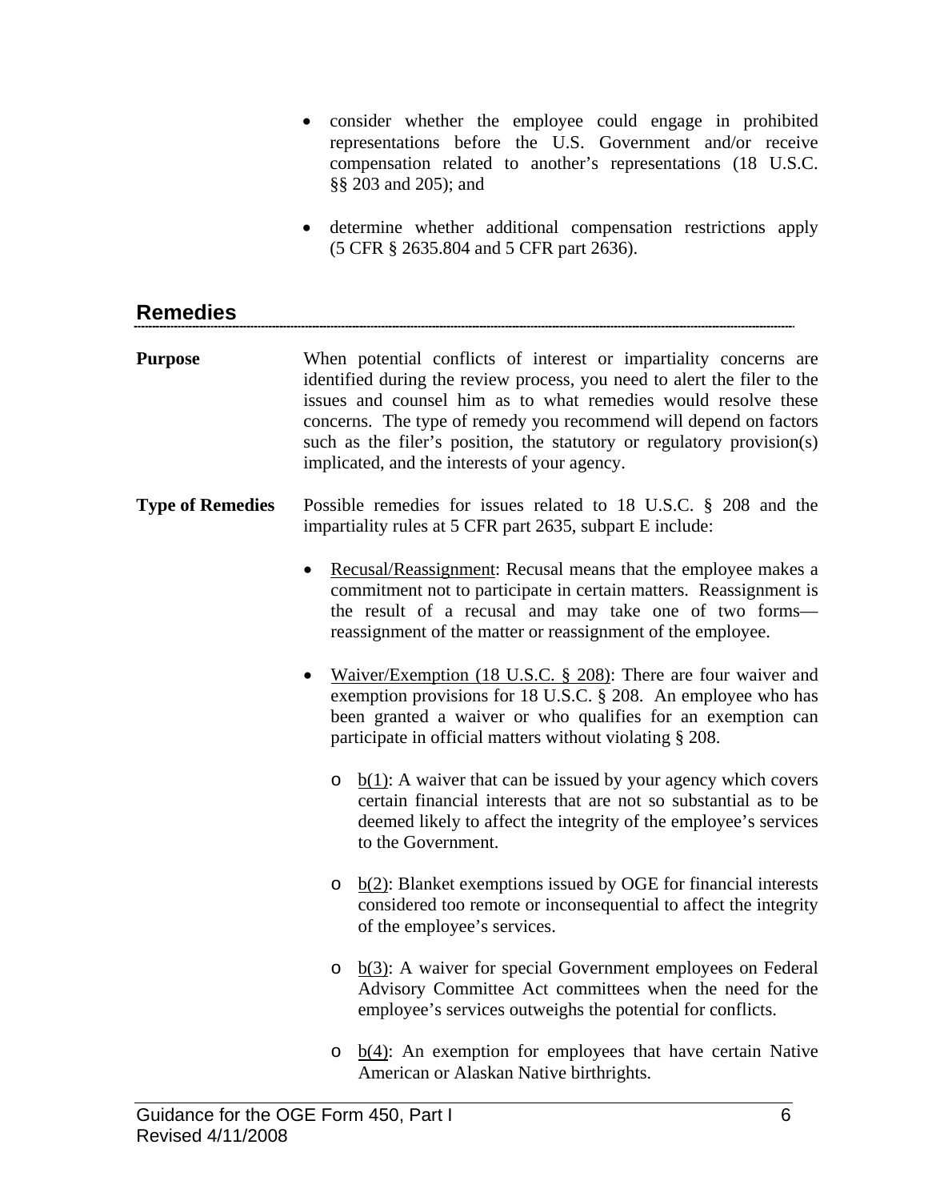- consider whether the employee could engage in prohibited representations before the U.S. Government and/or receive compensation related to another's representations (18 U.S.C. §§ 203 and 205); and

- determine whether additional compensation restrictions apply (5 CFR § 2635.804 and 5 CFR part 2636).

## Remedies

**Purpose**

When potential conflicts of interest or impartiality concerns are identified during the review process, you need to alert the filer to the issues and counsel him as to what remedies would resolve these concerns. The type of remedy you recommend will depend on factors such as the filer's position, the statutory or regulatory provision(s) implicated, and the interests of your agency.

**Type of Remedies**

Possible remedies for issues related to 18 U.S.C. § 208 and the impartiality rules at 5 CFR part 2635, subpart E include:

- Recusal/Reassignment: Recusal means that the employee makes a commitment not to participate in certain matters. Reassignment is the result of a recusal and may take one of two forms—reassignment of the matter or reassignment of the employee.

- Waiver/Exemption (18 U.S.C. § 208): There are four waiver and exemption provisions for 18 U.S.C. § 208. An employee who has been granted a waiver or who qualifies for an exemption can participate in official matters without violating § 208.

  - b(1): A waiver that can be issued by your agency which covers certain financial interests that are not so substantial as to be deemed likely to affect the integrity of the employee's services to the Government.

  - b(2): Blanket exemptions issued by OGE for financial interests considered too remote or inconsequential to affect the integrity of the employee's services.

  - b(3): A waiver for special Government employees on Federal Advisory Committee Act committees when the need for the employee's services outweighs the potential for conflicts.

  - b(4): An exemption for employees that have certain Native American or Alaskan Native birthrights.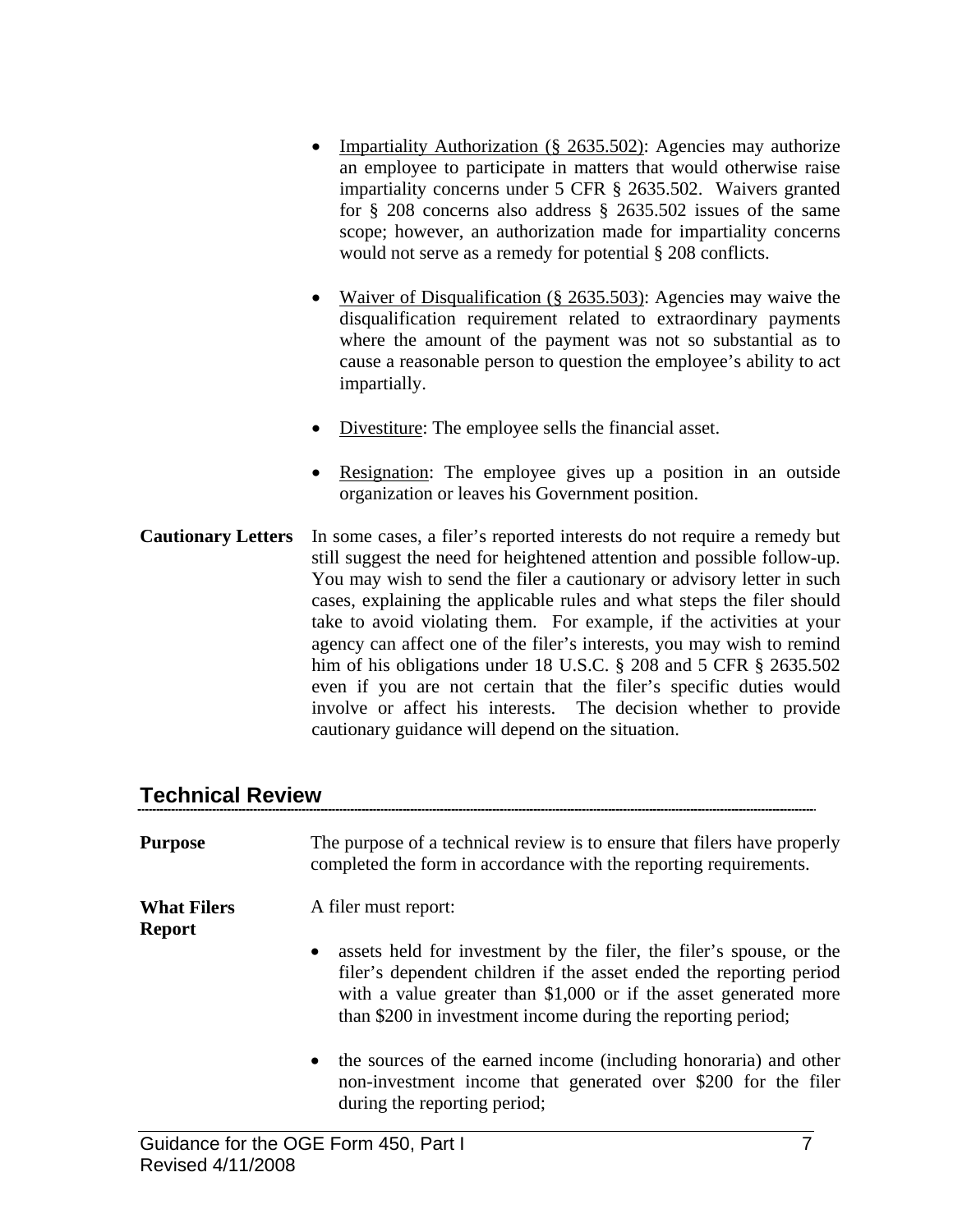- Impartiality Authorization (§ 2635.502): Agencies may authorize an employee to participate in matters that would otherwise raise impartiality concerns under 5 CFR § 2635.502. Waivers granted for § 208 concerns also address § 2635.502 issues of the same scope; however, an authorization made for impartiality concerns would not serve as a remedy for potential § 208 conflicts.

- Waiver of Disqualification (§ 2635.503): Agencies may waive the disqualification requirement related to extraordinary payments where the amount of the payment was not so substantial as to cause a reasonable person to question the employee's ability to act impartially.

- Divestiture: The employee sells the financial asset.

- Resignation: The employee gives up a position in an outside organization or leaves his Government position.

**Cautionary Letters**

In some cases, a filer's reported interests do not require a remedy but still suggest the need for heightened attention and possible follow-up. You may wish to send the filer a cautionary or advisory letter in such cases, explaining the applicable rules and what steps the filer should take to avoid violating them. For example, if the activities at your agency can affect one of the filer's interests, you may wish to remind him of his obligations under 18 U.S.C. § 208 and 5 CFR § 2635.502 even if you are not certain that the filer's specific duties would involve or affect his interests. The decision whether to provide cautionary guidance will depend on the situation.

## Technical Review

**Purpose**

The purpose of a technical review is to ensure that filers have properly completed the form in accordance with the reporting requirements.

**What Filers Report**

A filer must report:

- assets held for investment by the filer, the filer's spouse, or the filer's dependent children if the asset ended the reporting period with a value greater than $1,000 or if the asset generated more than $200 in investment income during the reporting period;

- the sources of the earned income (including honoraria) and other non-investment income that generated over $200 for the filer during the reporting period;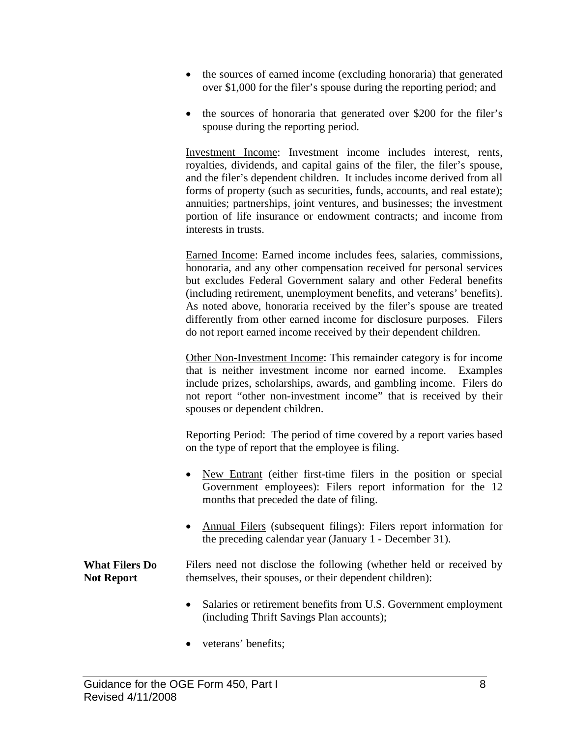- the sources of earned income (excluding honoraria) that generated over $1,000 for the filer's spouse during the reporting period; and

- the sources of honoraria that generated over $200 for the filer's spouse during the reporting period.

Investment Income: Investment income includes interest, rents, royalties, dividends, and capital gains of the filer, the filer's spouse, and the filer's dependent children. It includes income derived from all forms of property (such as securities, funds, accounts, and real estate); annuities; partnerships, joint ventures, and businesses; the investment portion of life insurance or endowment contracts; and income from interests in trusts.

Earned Income: Earned income includes fees, salaries, commissions, honoraria, and any other compensation received for personal services but excludes Federal Government salary and other Federal benefits (including retirement, unemployment benefits, and veterans' benefits). As noted above, honoraria received by the filer's spouse are treated differently from other earned income for disclosure purposes. Filers do not report earned income received by their dependent children.

Other Non-Investment Income: This remainder category is for income that is neither investment income nor earned income. Examples include prizes, scholarships, awards, and gambling income. Filers do not report "other non-investment income" that is received by their spouses or dependent children.

Reporting Period: The period of time covered by a report varies based on the type of report that the employee is filing.

- New Entrant (either first-time filers in the position or special Government employees): Filers report information for the 12 months that preceded the date of filing.

- Annual Filers (subsequent filings): Filers report information for the preceding calendar year (January 1 - December 31).

**What Filers Do Not Report**

Filers need not disclose the following (whether held or received by themselves, their spouses, or their dependent children):

- Salaries or retirement benefits from U.S. Government employment (including Thrift Savings Plan accounts);

- veterans' benefits;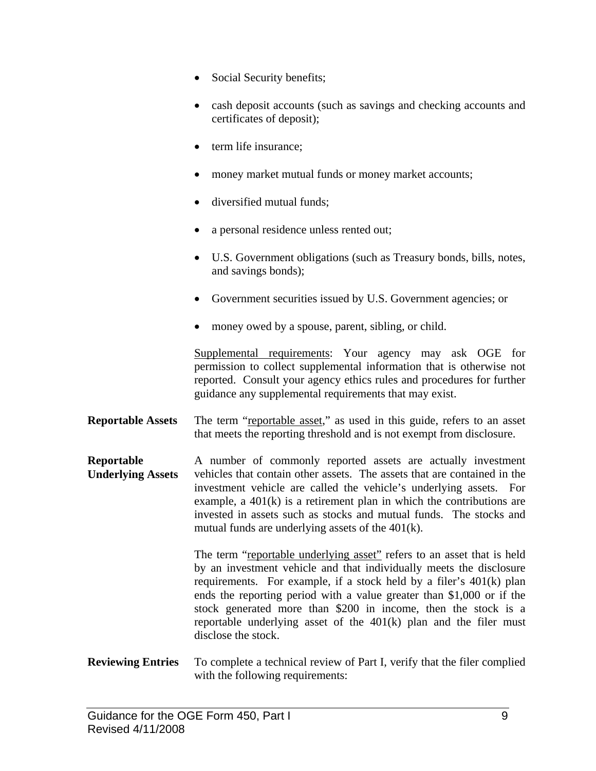- Social Security benefits;
- cash deposit accounts (such as savings and checking accounts and certificates of deposit);
- term life insurance;
- money market mutual funds or money market accounts;
- diversified mutual funds;
- a personal residence unless rented out;
- U.S. Government obligations (such as Treasury bonds, bills, notes, and savings bonds);
- Government securities issued by U.S. Government agencies; or
- money owed by a spouse, parent, sibling, or child.

Supplemental requirements: Your agency may ask OGE for permission to collect supplemental information that is otherwise not reported. Consult your agency ethics rules and procedures for further guidance any supplemental requirements that may exist.

**Reportable Assets**

The term "reportable asset," as used in this guide, refers to an asset that meets the reporting threshold and is not exempt from disclosure.

**Reportable Underlying Assets**

A number of commonly reported assets are actually investment vehicles that contain other assets. The assets that are contained in the investment vehicle are called the vehicle's underlying assets. For example, a 401(k) is a retirement plan in which the contributions are invested in assets such as stocks and mutual funds. The stocks and mutual funds are underlying assets of the 401(k).

The term "reportable underlying asset" refers to an asset that is held by an investment vehicle and that individually meets the disclosure requirements. For example, if a stock held by a filer's 401(k) plan ends the reporting period with a value greater than $1,000 or if the stock generated more than $200 in income, then the stock is a reportable underlying asset of the 401(k) plan and the filer must disclose the stock.

**Reviewing Entries**

To complete a technical review of Part I, verify that the filer complied with the following requirements: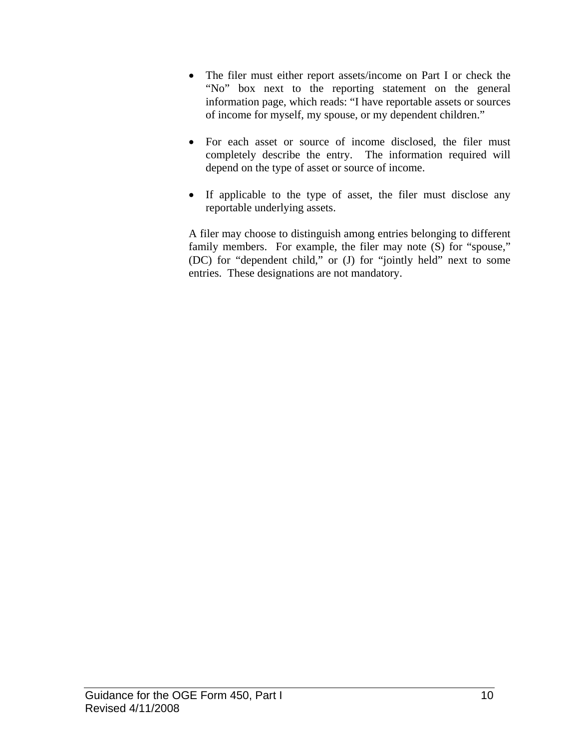- The filer must either report assets/income on Part I or check the "No" box next to the reporting statement on the general information page, which reads: "I have reportable assets or sources of income for myself, my spouse, or my dependent children."

- For each asset or source of income disclosed, the filer must completely describe the entry. The information required will depend on the type of asset or source of income.

- If applicable to the type of asset, the filer must disclose any reportable underlying assets.

A filer may choose to distinguish among entries belonging to different family members. For example, the filer may note (S) for "spouse," (DC) for "dependent child," or (J) for "jointly held" next to some entries. These designations are not mandatory.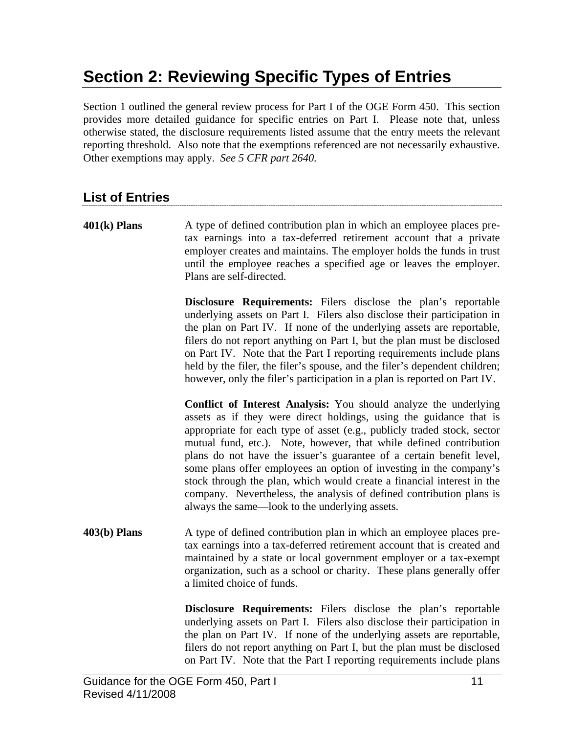# Section 2: Reviewing Specific Types of Entries

Section 1 outlined the general review process for Part I of the OGE Form 450. This section provides more detailed guidance for specific entries on Part I. Please note that, unless otherwise stated, the disclosure requirements listed assume that the entry meets the relevant reporting threshold. Also note that the exemptions referenced are not necessarily exhaustive. Other exemptions may apply. *See 5 CFR part 2640.*

## List of Entries

**401(k) Plans**

A type of defined contribution plan in which an employee places pre-tax earnings into a tax-deferred retirement account that a private employer creates and maintains. The employer holds the funds in trust until the employee reaches a specified age or leaves the employer. Plans are self-directed.

**Disclosure Requirements:** Filers disclose the plan's reportable underlying assets on Part I. Filers also disclose their participation in the plan on Part IV. If none of the underlying assets are reportable, filers do not report anything on Part I, but the plan must be disclosed on Part IV. Note that the Part I reporting requirements include plans held by the filer, the filer's spouse, and the filer's dependent children; however, only the filer's participation in a plan is reported on Part IV.

**Conflict of Interest Analysis:** You should analyze the underlying assets as if they were direct holdings, using the guidance that is appropriate for each type of asset (e.g., publicly traded stock, sector mutual fund, etc.). Note, however, that while defined contribution plans do not have the issuer's guarantee of a certain benefit level, some plans offer employees an option of investing in the company's stock through the plan, which would create a financial interest in the company. Nevertheless, the analysis of defined contribution plans is always the same—look to the underlying assets.

**403(b) Plans**

A type of defined contribution plan in which an employee places pre-tax earnings into a tax-deferred retirement account that is created and maintained by a state or local government employer or a tax-exempt organization, such as a school or charity. These plans generally offer a limited choice of funds.

**Disclosure Requirements:** Filers disclose the plan's reportable underlying assets on Part I. Filers also disclose their participation in the plan on Part IV. If none of the underlying assets are reportable, filers do not report anything on Part I, but the plan must be disclosed on Part IV. Note that the Part I reporting requirements include plans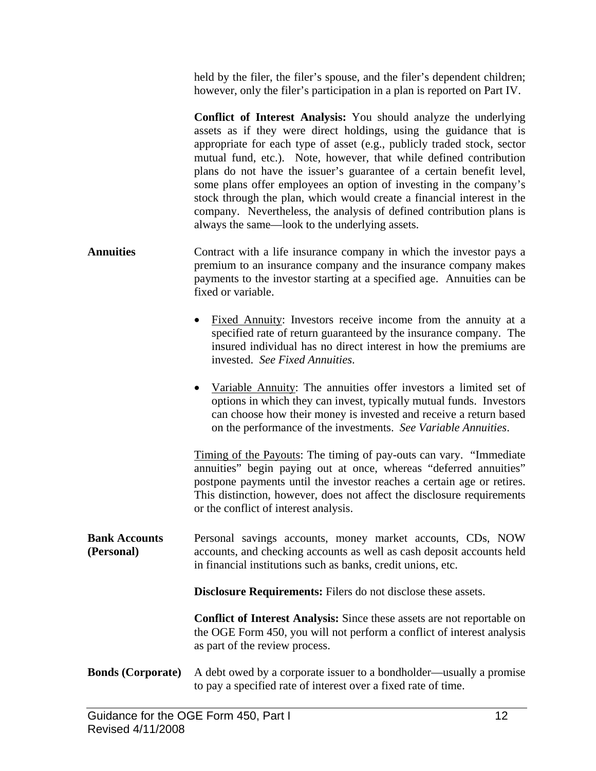held by the filer, the filer's spouse, and the filer's dependent children; however, only the filer's participation in a plan is reported on Part IV.

**Conflict of Interest Analysis:** You should analyze the underlying assets as if they were direct holdings, using the guidance that is appropriate for each type of asset (e.g., publicly traded stock, sector mutual fund, etc.). Note, however, that while defined contribution plans do not have the issuer's guarantee of a certain benefit level, some plans offer employees an option of investing in the company's stock through the plan, which would create a financial interest in the company. Nevertheless, the analysis of defined contribution plans is always the same—look to the underlying assets.

**Annuities**

Contract with a life insurance company in which the investor pays a premium to an insurance company and the insurance company makes payments to the investor starting at a specified age. Annuities can be fixed or variable.

- Fixed Annuity: Investors receive income from the annuity at a specified rate of return guaranteed by the insurance company. The insured individual has no direct interest in how the premiums are invested. *See Fixed Annuities*.

- Variable Annuity: The annuities offer investors a limited set of options in which they can invest, typically mutual funds. Investors can choose how their money is invested and receive a return based on the performance of the investments. *See Variable Annuities*.

Timing of the Payouts: The timing of pay-outs can vary. "Immediate annuities" begin paying out at once, whereas "deferred annuities" postpone payments until the investor reaches a certain age or retires. This distinction, however, does not affect the disclosure requirements or the conflict of interest analysis.

**Bank Accounts (Personal)**

Personal savings accounts, money market accounts, CDs, NOW accounts, and checking accounts as well as cash deposit accounts held in financial institutions such as banks, credit unions, etc.

**Disclosure Requirements:** Filers do not disclose these assets.

**Conflict of Interest Analysis:** Since these assets are not reportable on the OGE Form 450, you will not perform a conflict of interest analysis as part of the review process.

**Bonds (Corporate)**

A debt owed by a corporate issuer to a bondholder—usually a promise to pay a specified rate of interest over a fixed rate of time.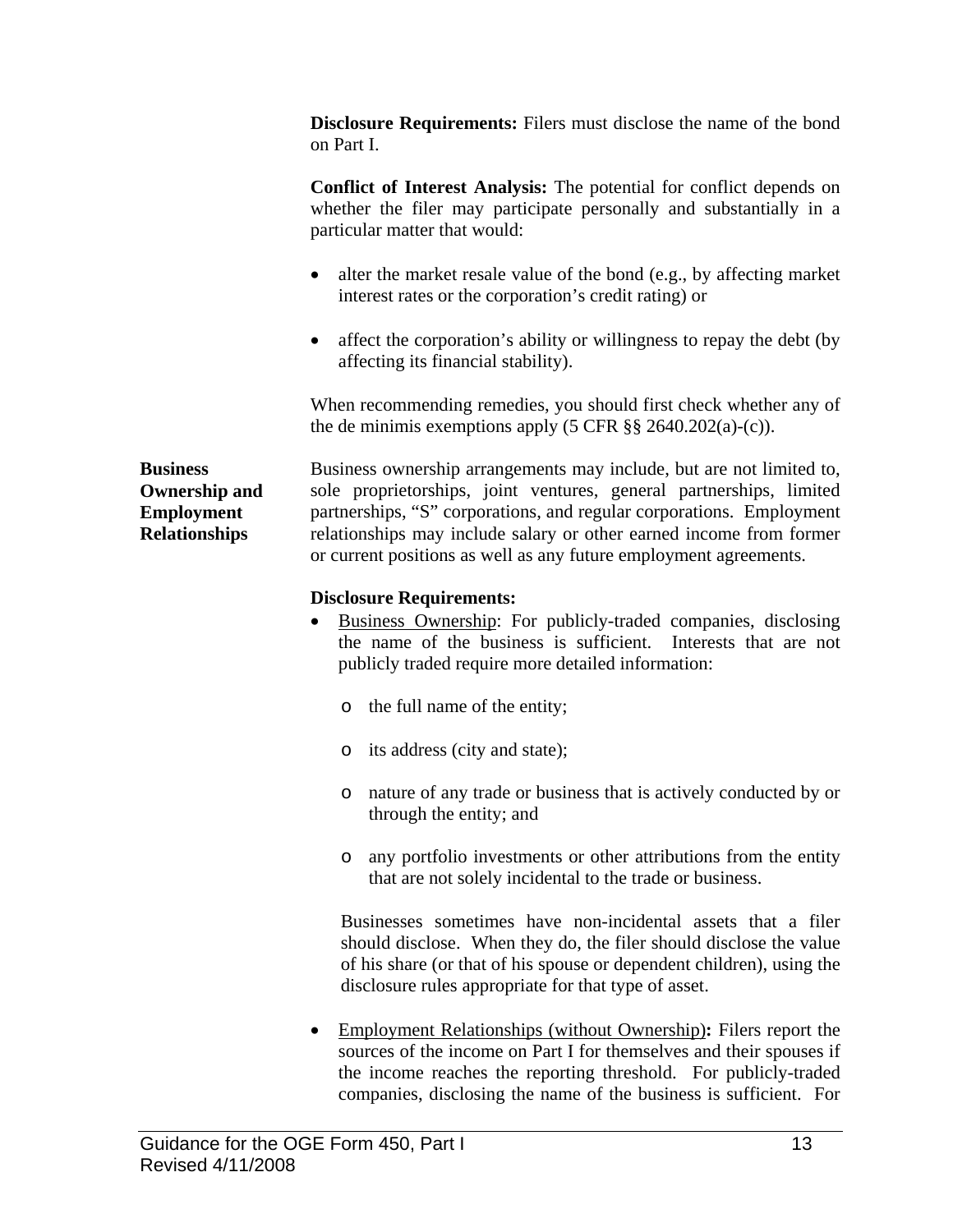**Disclosure Requirements:** Filers must disclose the name of the bond on Part I.

**Conflict of Interest Analysis:** The potential for conflict depends on whether the filer may participate personally and substantially in a particular matter that would:

- alter the market resale value of the bond (e.g., by affecting market interest rates or the corporation's credit rating) or
- affect the corporation's ability or willingness to repay the debt (by affecting its financial stability).

When recommending remedies, you should first check whether any of the de minimis exemptions apply (5 CFR §§ 2640.202(a)-(c)).

### Business Ownership and Employment Relationships

Business ownership arrangements may include, but are not limited to, sole proprietorships, joint ventures, general partnerships, limited partnerships, "S" corporations, and regular corporations. Employment relationships may include salary or other earned income from former or current positions as well as any future employment agreements.

**Disclosure Requirements:**

- Business Ownership: For publicly-traded companies, disclosing the name of the business is sufficient. Interests that are not publicly traded require more detailed information:
  - the full name of the entity;
  - its address (city and state);
  - nature of any trade or business that is actively conducted by or through the entity; and
  - any portfolio investments or other attributions from the entity that are not solely incidental to the trade or business.

  Businesses sometimes have non-incidental assets that a filer should disclose. When they do, the filer should disclose the value of his share (or that of his spouse or dependent children), using the disclosure rules appropriate for that type of asset.

- Employment Relationships (without Ownership)**:** Filers report the sources of the income on Part I for themselves and their spouses if the income reaches the reporting threshold. For publicly-traded companies, disclosing the name of the business is sufficient. For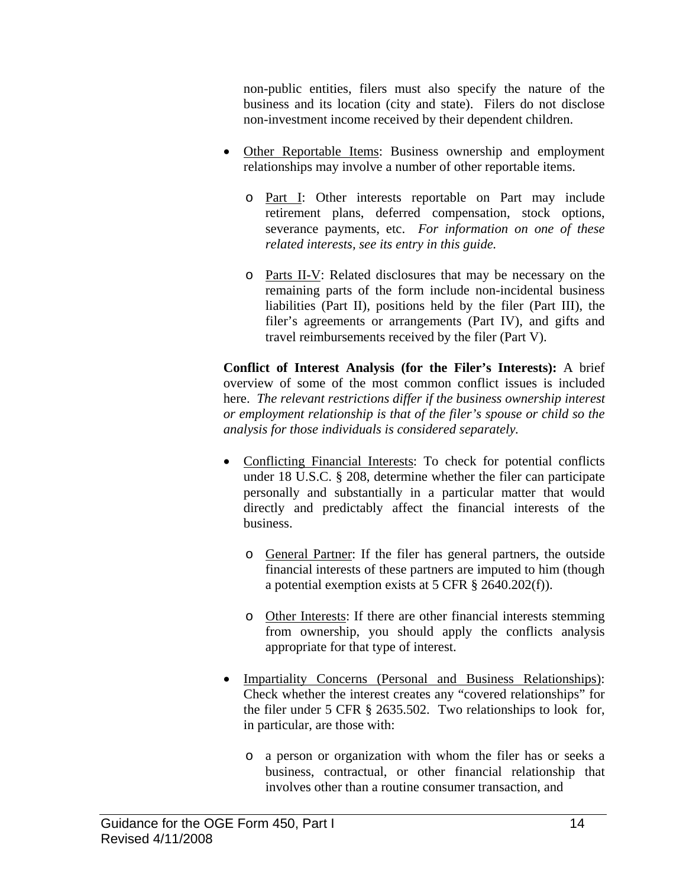non-public entities, filers must also specify the nature of the business and its location (city and state). Filers do not disclose non-investment income received by their dependent children.

- Other Reportable Items: Business ownership and employment relationships may involve a number of other reportable items.
  - Part I: Other interests reportable on Part may include retirement plans, deferred compensation, stock options, severance payments, etc. *For information on one of these related interests, see its entry in this guide.*
  - Parts II-V: Related disclosures that may be necessary on the remaining parts of the form include non-incidental business liabilities (Part II), positions held by the filer (Part III), the filer's agreements or arrangements (Part IV), and gifts and travel reimbursements received by the filer (Part V).

**Conflict of Interest Analysis (for the Filer's Interests):** A brief overview of some of the most common conflict issues is included here. *The relevant restrictions differ if the business ownership interest or employment relationship is that of the filer's spouse or child so the analysis for those individuals is considered separately.*

- Conflicting Financial Interests: To check for potential conflicts under 18 U.S.C. § 208, determine whether the filer can participate personally and substantially in a particular matter that would directly and predictably affect the financial interests of the business.
  - General Partner: If the filer has general partners, the outside financial interests of these partners are imputed to him (though a potential exemption exists at 5 CFR § 2640.202(f)).
  - Other Interests: If there are other financial interests stemming from ownership, you should apply the conflicts analysis appropriate for that type of interest.
- Impartiality Concerns (Personal and Business Relationships): Check whether the interest creates any "covered relationships" for the filer under 5 CFR § 2635.502. Two relationships to look for, in particular, are those with:
  - a person or organization with whom the filer has or seeks a business, contractual, or other financial relationship that involves other than a routine consumer transaction, and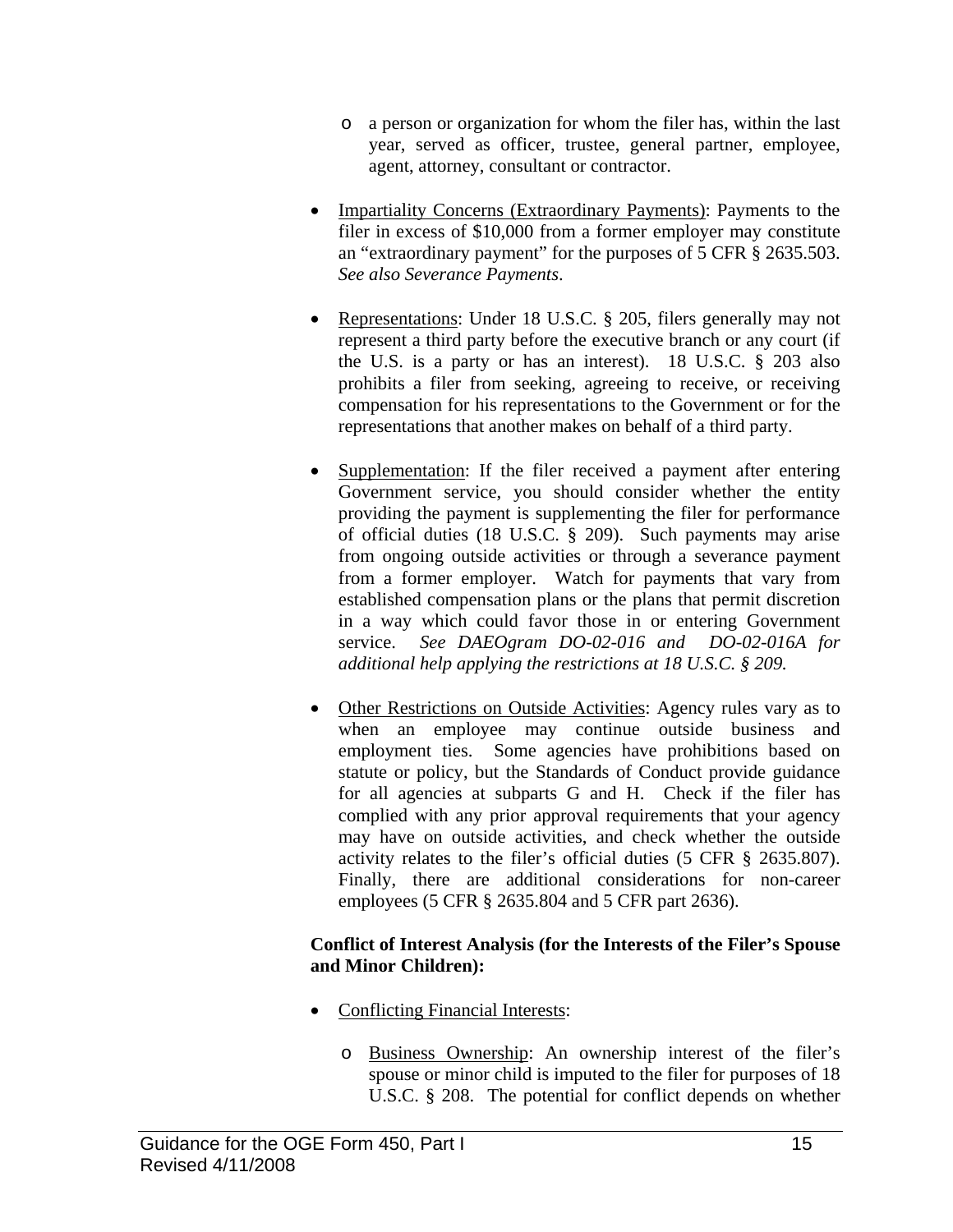- a person or organization for whom the filer has, within the last year, served as officer, trustee, general partner, employee, agent, attorney, consultant or contractor.

- Impartiality Concerns (Extraordinary Payments): Payments to the filer in excess of $10,000 from a former employer may constitute an "extraordinary payment" for the purposes of 5 CFR § 2635.503. *See also Severance Payments*.

- Representations: Under 18 U.S.C. § 205, filers generally may not represent a third party before the executive branch or any court (if the U.S. is a party or has an interest). 18 U.S.C. § 203 also prohibits a filer from seeking, agreeing to receive, or receiving compensation for his representations to the Government or for the representations that another makes on behalf of a third party.

- Supplementation: If the filer received a payment after entering Government service, you should consider whether the entity providing the payment is supplementing the filer for performance of official duties (18 U.S.C. § 209). Such payments may arise from ongoing outside activities or through a severance payment from a former employer. Watch for payments that vary from established compensation plans or the plans that permit discretion in a way which could favor those in or entering Government service. *See DAEOgram DO-02-016 and DO-02-016A for additional help applying the restrictions at 18 U.S.C. § 209.*

- Other Restrictions on Outside Activities: Agency rules vary as to when an employee may continue outside business and employment ties. Some agencies have prohibitions based on statute or policy, but the Standards of Conduct provide guidance for all agencies at subparts G and H. Check if the filer has complied with any prior approval requirements that your agency may have on outside activities, and check whether the outside activity relates to the filer's official duties (5 CFR § 2635.807). Finally, there are additional considerations for non-career employees (5 CFR § 2635.804 and 5 CFR part 2636).

**Conflict of Interest Analysis (for the Interests of the Filer's Spouse and Minor Children):**

- Conflicting Financial Interests:

  - Business Ownership: An ownership interest of the filer's spouse or minor child is imputed to the filer for purposes of 18 U.S.C. § 208. The potential for conflict depends on whether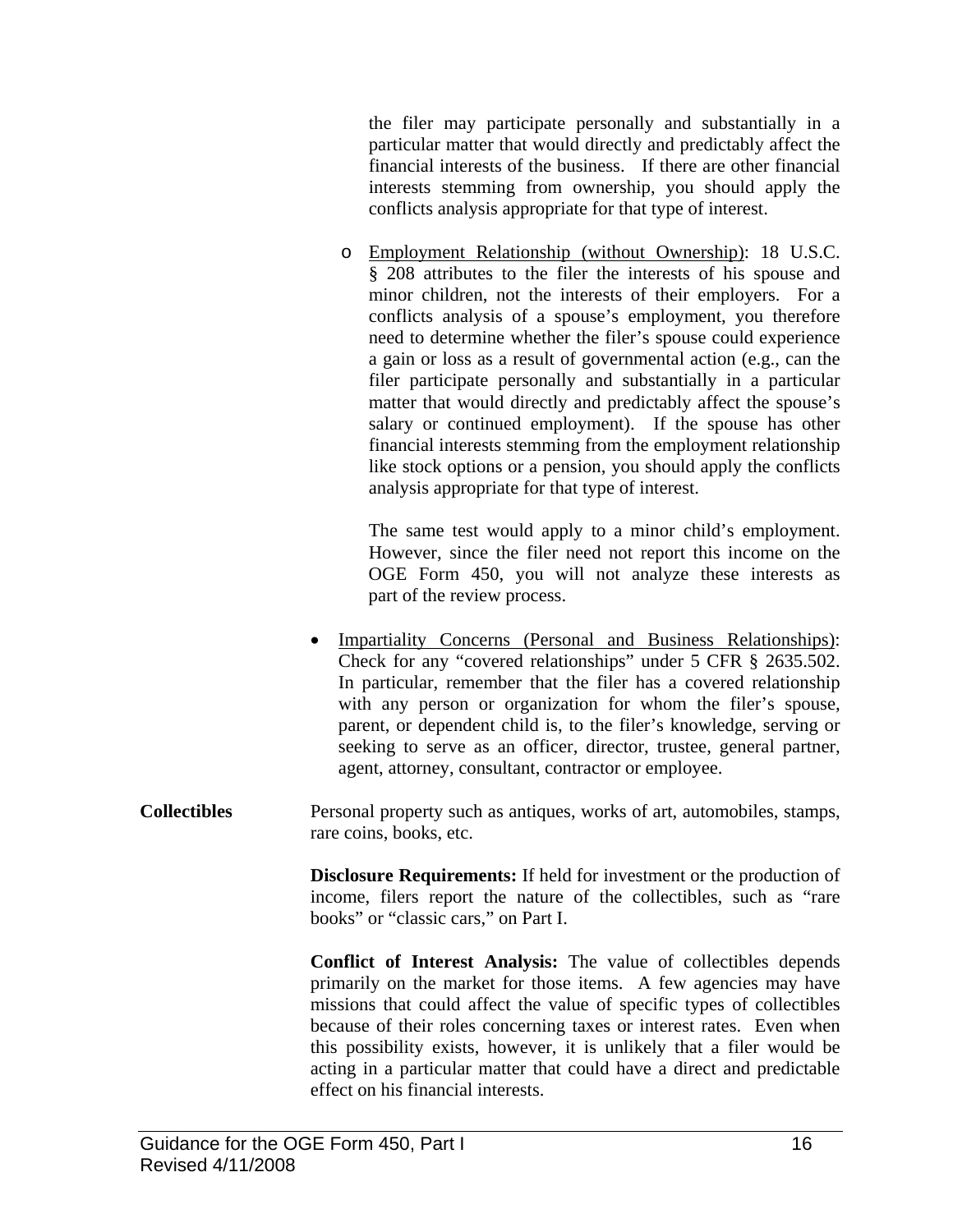the filer may participate personally and substantially in a particular matter that would directly and predictably affect the financial interests of the business. If there are other financial interests stemming from ownership, you should apply the conflicts analysis appropriate for that type of interest.

  - Employment Relationship (without Ownership): 18 U.S.C. § 208 attributes to the filer the interests of his spouse and minor children, not the interests of their employers. For a conflicts analysis of a spouse's employment, you therefore need to determine whether the filer's spouse could experience a gain or loss as a result of governmental action (e.g., can the filer participate personally and substantially in a particular matter that would directly and predictably affect the spouse's salary or continued employment). If the spouse has other financial interests stemming from the employment relationship like stock options or a pension, you should apply the conflicts analysis appropriate for that type of interest.

    The same test would apply to a minor child's employment. However, since the filer need not report this income on the OGE Form 450, you will not analyze these interests as part of the review process.

- Impartiality Concerns (Personal and Business Relationships): Check for any "covered relationships" under 5 CFR § 2635.502. In particular, remember that the filer has a covered relationship with any person or organization for whom the filer's spouse, parent, or dependent child is, to the filer's knowledge, serving or seeking to serve as an officer, director, trustee, general partner, agent, attorney, consultant, contractor or employee.

**Collectibles**

Personal property such as antiques, works of art, automobiles, stamps, rare coins, books, etc.

**Disclosure Requirements:** If held for investment or the production of income, filers report the nature of the collectibles, such as "rare books" or "classic cars," on Part I.

**Conflict of Interest Analysis:** The value of collectibles depends primarily on the market for those items. A few agencies may have missions that could affect the value of specific types of collectibles because of their roles concerning taxes or interest rates. Even when this possibility exists, however, it is unlikely that a filer would be acting in a particular matter that could have a direct and predictable effect on his financial interests.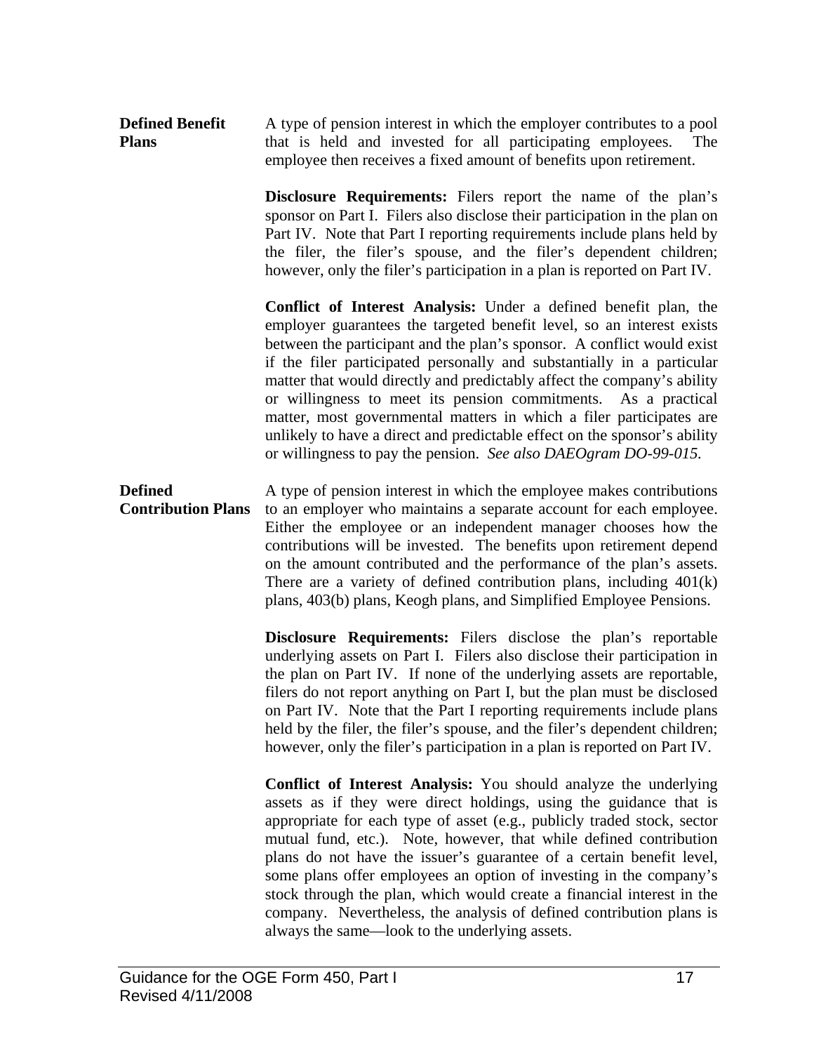**Defined Benefit Plans**

A type of pension interest in which the employer contributes to a pool that is held and invested for all participating employees. The employee then receives a fixed amount of benefits upon retirement.

**Disclosure Requirements:** Filers report the name of the plan's sponsor on Part I. Filers also disclose their participation in the plan on Part IV. Note that Part I reporting requirements include plans held by the filer, the filer's spouse, and the filer's dependent children; however, only the filer's participation in a plan is reported on Part IV.

**Conflict of Interest Analysis:** Under a defined benefit plan, the employer guarantees the targeted benefit level, so an interest exists between the participant and the plan's sponsor. A conflict would exist if the filer participated personally and substantially in a particular matter that would directly and predictably affect the company's ability or willingness to meet its pension commitments. As a practical matter, most governmental matters in which a filer participates are unlikely to have a direct and predictable effect on the sponsor's ability or willingness to pay the pension. *See also DAEOgram DO-99-015.*

**Defined Contribution Plans**

A type of pension interest in which the employee makes contributions to an employer who maintains a separate account for each employee. Either the employee or an independent manager chooses how the contributions will be invested. The benefits upon retirement depend on the amount contributed and the performance of the plan's assets. There are a variety of defined contribution plans, including 401(k) plans, 403(b) plans, Keogh plans, and Simplified Employee Pensions.

**Disclosure Requirements:** Filers disclose the plan's reportable underlying assets on Part I. Filers also disclose their participation in the plan on Part IV. If none of the underlying assets are reportable, filers do not report anything on Part I, but the plan must be disclosed on Part IV. Note that the Part I reporting requirements include plans held by the filer, the filer's spouse, and the filer's dependent children; however, only the filer's participation in a plan is reported on Part IV.

**Conflict of Interest Analysis:** You should analyze the underlying assets as if they were direct holdings, using the guidance that is appropriate for each type of asset (e.g., publicly traded stock, sector mutual fund, etc.). Note, however, that while defined contribution plans do not have the issuer's guarantee of a certain benefit level, some plans offer employees an option of investing in the company's stock through the plan, which would create a financial interest in the company. Nevertheless, the analysis of defined contribution plans is always the same—look to the underlying assets.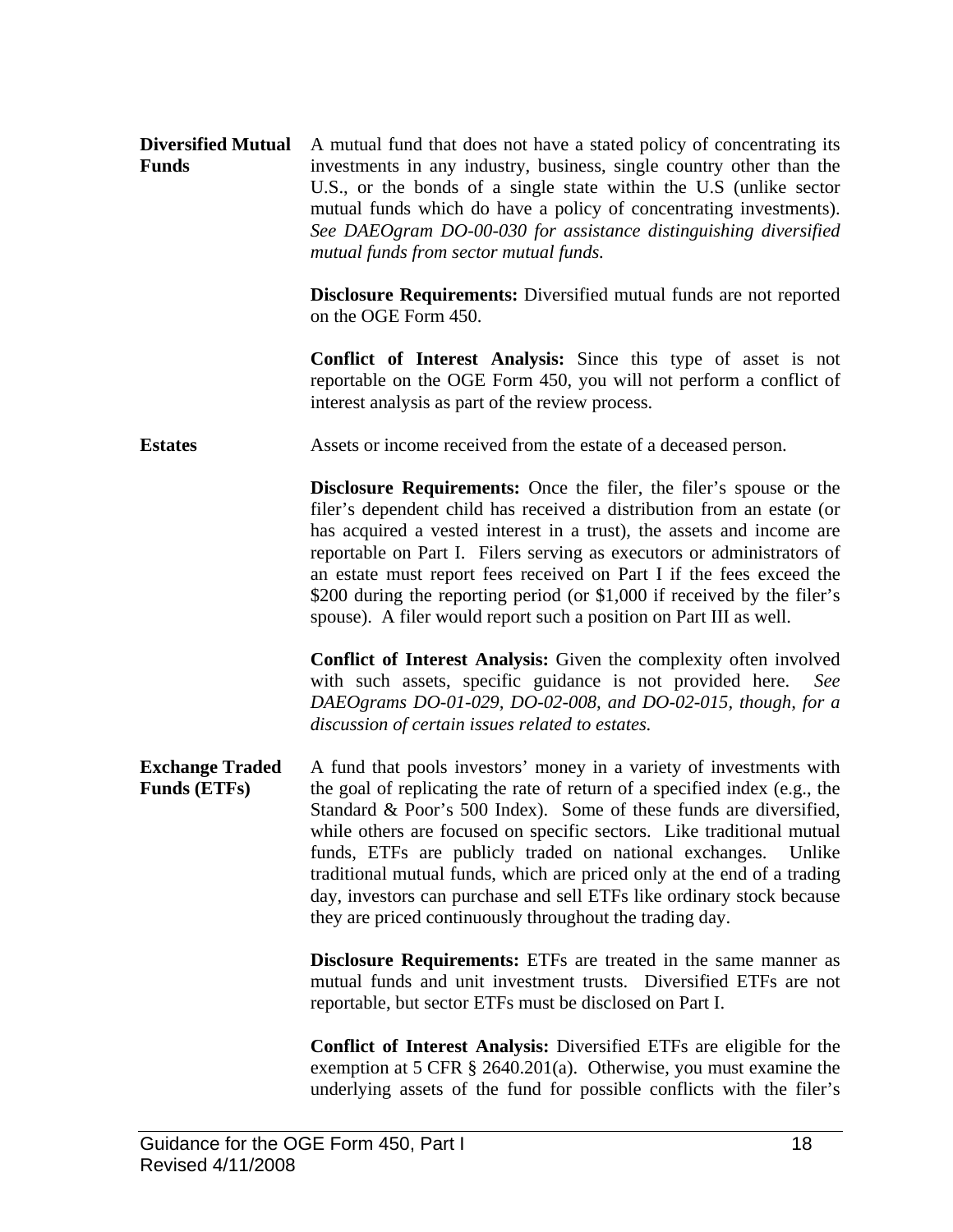**Diversified Mutual Funds**

A mutual fund that does not have a stated policy of concentrating its investments in any industry, business, single country other than the U.S., or the bonds of a single state within the U.S (unlike sector mutual funds which do have a policy of concentrating investments). *See DAEOgram DO-00-030 for assistance distinguishing diversified mutual funds from sector mutual funds.*

**Disclosure Requirements:** Diversified mutual funds are not reported on the OGE Form 450.

**Conflict of Interest Analysis:** Since this type of asset is not reportable on the OGE Form 450, you will not perform a conflict of interest analysis as part of the review process.

**Estates**

Assets or income received from the estate of a deceased person.

**Disclosure Requirements:** Once the filer, the filer's spouse or the filer's dependent child has received a distribution from an estate (or has acquired a vested interest in a trust), the assets and income are reportable on Part I. Filers serving as executors or administrators of an estate must report fees received on Part I if the fees exceed the \$200 during the reporting period (or \$1,000 if received by the filer's spouse). A filer would report such a position on Part III as well.

**Conflict of Interest Analysis:** Given the complexity often involved with such assets, specific guidance is not provided here. *See DAEOgrams DO-01-029, DO-02-008, and DO-02-015, though, for a discussion of certain issues related to estates.*

**Exchange Traded Funds (ETFs)**

A fund that pools investors' money in a variety of investments with the goal of replicating the rate of return of a specified index (e.g., the Standard & Poor's 500 Index). Some of these funds are diversified, while others are focused on specific sectors. Like traditional mutual funds, ETFs are publicly traded on national exchanges. Unlike traditional mutual funds, which are priced only at the end of a trading day, investors can purchase and sell ETFs like ordinary stock because they are priced continuously throughout the trading day.

**Disclosure Requirements:** ETFs are treated in the same manner as mutual funds and unit investment trusts. Diversified ETFs are not reportable, but sector ETFs must be disclosed on Part I.

**Conflict of Interest Analysis:** Diversified ETFs are eligible for the exemption at 5 CFR § 2640.201(a). Otherwise, you must examine the underlying assets of the fund for possible conflicts with the filer's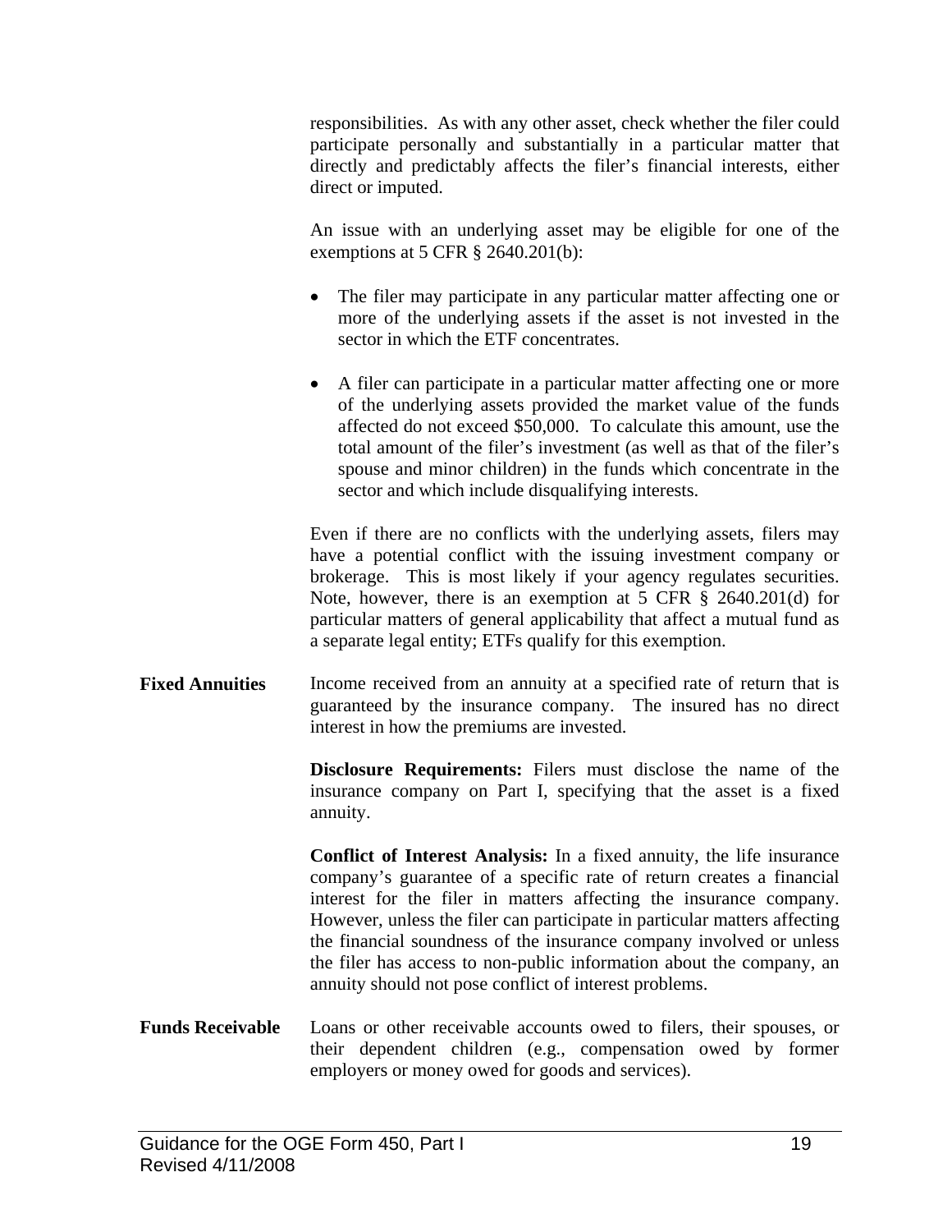responsibilities. As with any other asset, check whether the filer could participate personally and substantially in a particular matter that directly and predictably affects the filer's financial interests, either direct or imputed.

An issue with an underlying asset may be eligible for one of the exemptions at 5 CFR § 2640.201(b):

- The filer may participate in any particular matter affecting one or more of the underlying assets if the asset is not invested in the sector in which the ETF concentrates.
- A filer can participate in a particular matter affecting one or more of the underlying assets provided the market value of the funds affected do not exceed $50,000. To calculate this amount, use the total amount of the filer's investment (as well as that of the filer's spouse and minor children) in the funds which concentrate in the sector and which include disqualifying interests.

Even if there are no conflicts with the underlying assets, filers may have a potential conflict with the issuing investment company or brokerage. This is most likely if your agency regulates securities. Note, however, there is an exemption at 5 CFR § 2640.201(d) for particular matters of general applicability that affect a mutual fund as a separate legal entity; ETFs qualify for this exemption.

**Fixed Annuities**

Income received from an annuity at a specified rate of return that is guaranteed by the insurance company. The insured has no direct interest in how the premiums are invested.

**Disclosure Requirements:** Filers must disclose the name of the insurance company on Part I, specifying that the asset is a fixed annuity.

**Conflict of Interest Analysis:** In a fixed annuity, the life insurance company's guarantee of a specific rate of return creates a financial interest for the filer in matters affecting the insurance company. However, unless the filer can participate in particular matters affecting the financial soundness of the insurance company involved or unless the filer has access to non-public information about the company, an annuity should not pose conflict of interest problems.

**Funds Receivable**

Loans or other receivable accounts owed to filers, their spouses, or their dependent children (e.g., compensation owed by former employers or money owed for goods and services).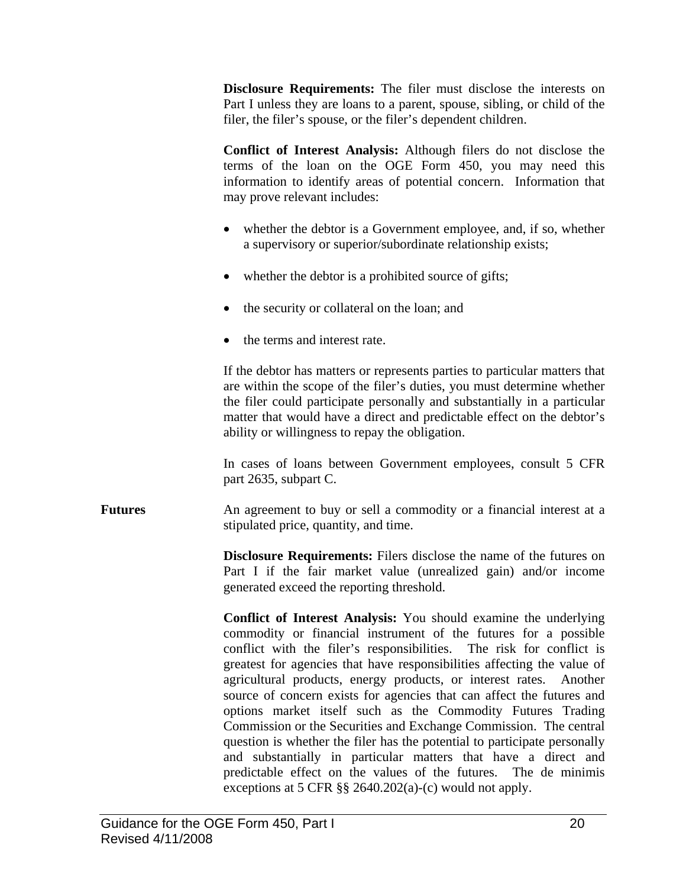**Disclosure Requirements:** The filer must disclose the interests on Part I unless they are loans to a parent, spouse, sibling, or child of the filer, the filer's spouse, or the filer's dependent children.

**Conflict of Interest Analysis:** Although filers do not disclose the terms of the loan on the OGE Form 450, you may need this information to identify areas of potential concern. Information that may prove relevant includes:

- whether the debtor is a Government employee, and, if so, whether a supervisory or superior/subordinate relationship exists;
- whether the debtor is a prohibited source of gifts;
- the security or collateral on the loan; and
- the terms and interest rate.

If the debtor has matters or represents parties to particular matters that are within the scope of the filer's duties, you must determine whether the filer could participate personally and substantially in a particular matter that would have a direct and predictable effect on the debtor's ability or willingness to repay the obligation.

In cases of loans between Government employees, consult 5 CFR part 2635, subpart C.

**Futures**

An agreement to buy or sell a commodity or a financial interest at a stipulated price, quantity, and time.

**Disclosure Requirements:** Filers disclose the name of the futures on Part I if the fair market value (unrealized gain) and/or income generated exceed the reporting threshold.

**Conflict of Interest Analysis:** You should examine the underlying commodity or financial instrument of the futures for a possible conflict with the filer's responsibilities. The risk for conflict is greatest for agencies that have responsibilities affecting the value of agricultural products, energy products, or interest rates. Another source of concern exists for agencies that can affect the futures and options market itself such as the Commodity Futures Trading Commission or the Securities and Exchange Commission. The central question is whether the filer has the potential to participate personally and substantially in particular matters that have a direct and predictable effect on the values of the futures. The de minimis exceptions at 5 CFR §§ 2640.202(a)-(c) would not apply.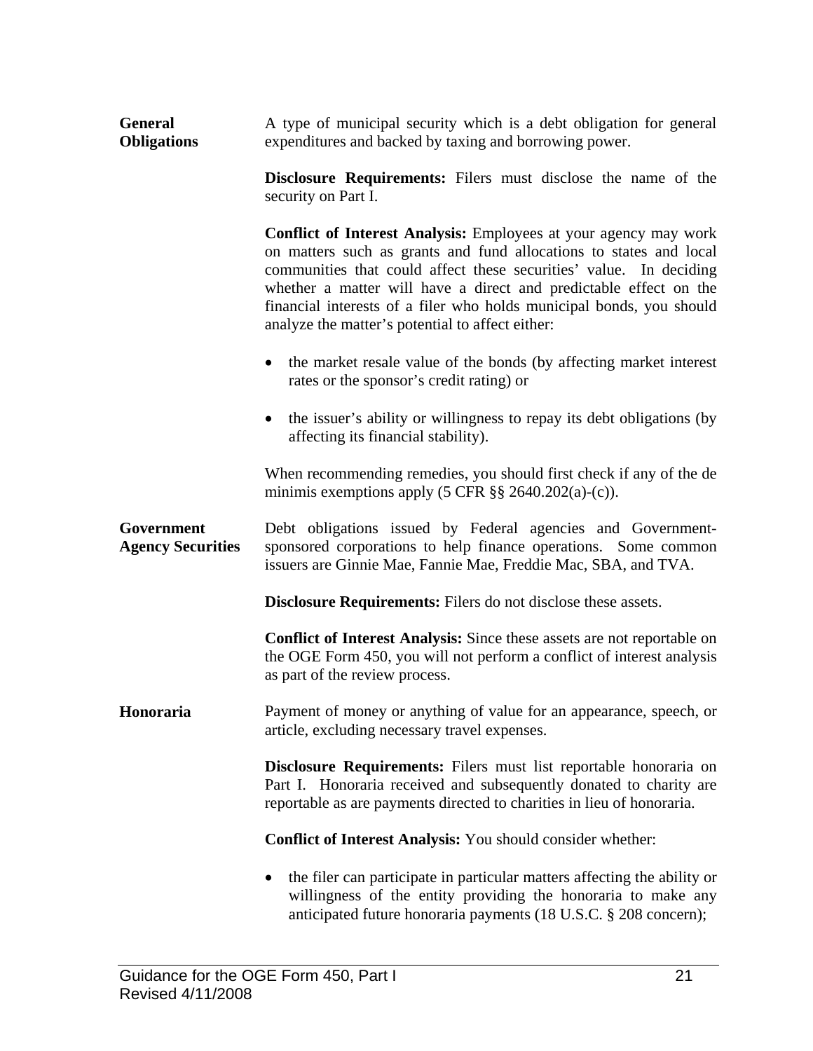**General Obligations**

A type of municipal security which is a debt obligation for general expenditures and backed by taxing and borrowing power.

**Disclosure Requirements:** Filers must disclose the name of the security on Part I.

**Conflict of Interest Analysis:** Employees at your agency may work on matters such as grants and fund allocations to states and local communities that could affect these securities' value. In deciding whether a matter will have a direct and predictable effect on the financial interests of a filer who holds municipal bonds, you should analyze the matter's potential to affect either:

- the market resale value of the bonds (by affecting market interest rates or the sponsor's credit rating) or
- the issuer's ability or willingness to repay its debt obligations (by affecting its financial stability).

When recommending remedies, you should first check if any of the de minimis exemptions apply (5 CFR §§ 2640.202(a)-(c)).

**Government Agency Securities**

Debt obligations issued by Federal agencies and Government-sponsored corporations to help finance operations. Some common issuers are Ginnie Mae, Fannie Mae, Freddie Mac, SBA, and TVA.

**Disclosure Requirements:** Filers do not disclose these assets.

**Conflict of Interest Analysis:** Since these assets are not reportable on the OGE Form 450, you will not perform a conflict of interest analysis as part of the review process.

**Honoraria**

Payment of money or anything of value for an appearance, speech, or article, excluding necessary travel expenses.

**Disclosure Requirements:** Filers must list reportable honoraria on Part I. Honoraria received and subsequently donated to charity are reportable as are payments directed to charities in lieu of honoraria.

**Conflict of Interest Analysis:** You should consider whether:

- the filer can participate in particular matters affecting the ability or willingness of the entity providing the honoraria to make any anticipated future honoraria payments (18 U.S.C. § 208 concern);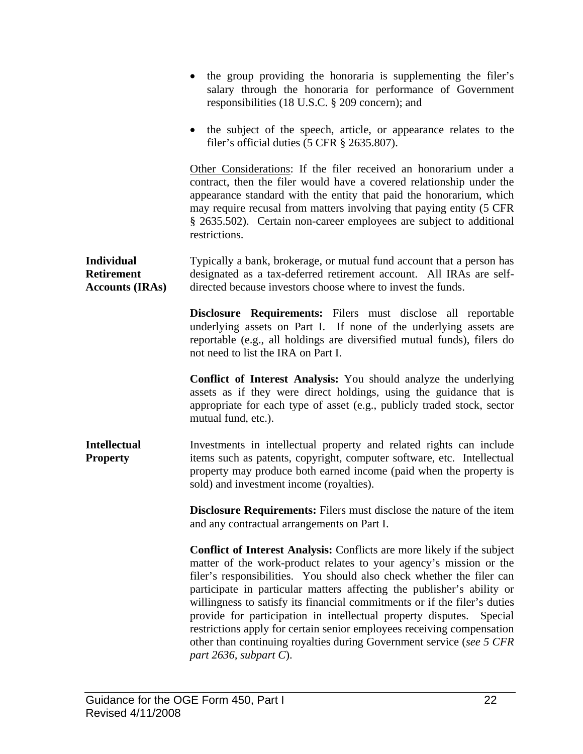- the group providing the honoraria is supplementing the filer's salary through the honoraria for performance of Government responsibilities (18 U.S.C. § 209 concern); and

- the subject of the speech, article, or appearance relates to the filer's official duties (5 CFR § 2635.807).

Other Considerations: If the filer received an honorarium under a contract, then the filer would have a covered relationship under the appearance standard with the entity that paid the honorarium, which may require recusal from matters involving that paying entity (5 CFR § 2635.502). Certain non-career employees are subject to additional restrictions.

**Individual Retirement Accounts (IRAs)**

Typically a bank, brokerage, or mutual fund account that a person has designated as a tax-deferred retirement account. All IRAs are self-directed because investors choose where to invest the funds.

**Disclosure Requirements:** Filers must disclose all reportable underlying assets on Part I. If none of the underlying assets are reportable (e.g., all holdings are diversified mutual funds), filers do not need to list the IRA on Part I.

**Conflict of Interest Analysis:** You should analyze the underlying assets as if they were direct holdings, using the guidance that is appropriate for each type of asset (e.g., publicly traded stock, sector mutual fund, etc.).

**Intellectual Property**

Investments in intellectual property and related rights can include items such as patents, copyright, computer software, etc. Intellectual property may produce both earned income (paid when the property is sold) and investment income (royalties).

**Disclosure Requirements:** Filers must disclose the nature of the item and any contractual arrangements on Part I.

**Conflict of Interest Analysis:** Conflicts are more likely if the subject matter of the work-product relates to your agency's mission or the filer's responsibilities. You should also check whether the filer can participate in particular matters affecting the publisher's ability or willingness to satisfy its financial commitments or if the filer's duties provide for participation in intellectual property disputes. Special restrictions apply for certain senior employees receiving compensation other than continuing royalties during Government service (*see 5 CFR part 2636, subpart C*).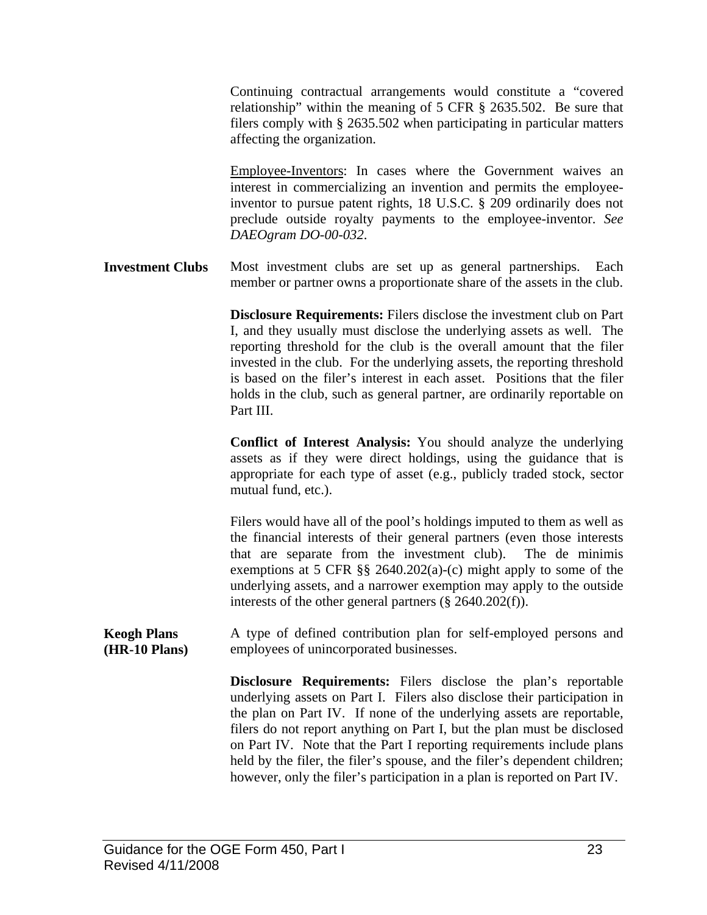Continuing contractual arrangements would constitute a "covered relationship" within the meaning of 5 CFR § 2635.502. Be sure that filers comply with § 2635.502 when participating in particular matters affecting the organization.

Employee-Inventors: In cases where the Government waives an interest in commercializing an invention and permits the employee-inventor to pursue patent rights, 18 U.S.C. § 209 ordinarily does not preclude outside royalty payments to the employee-inventor. *See DAEOgram DO-00-032*.

**Investment Clubs**

Most investment clubs are set up as general partnerships. Each member or partner owns a proportionate share of the assets in the club.

**Disclosure Requirements:** Filers disclose the investment club on Part I, and they usually must disclose the underlying assets as well. The reporting threshold for the club is the overall amount that the filer invested in the club. For the underlying assets, the reporting threshold is based on the filer's interest in each asset. Positions that the filer holds in the club, such as general partner, are ordinarily reportable on Part III.

**Conflict of Interest Analysis:** You should analyze the underlying assets as if they were direct holdings, using the guidance that is appropriate for each type of asset (e.g., publicly traded stock, sector mutual fund, etc.).

Filers would have all of the pool's holdings imputed to them as well as the financial interests of their general partners (even those interests that are separate from the investment club). The de minimis exemptions at 5 CFR §§ 2640.202(a)-(c) might apply to some of the underlying assets, and a narrower exemption may apply to the outside interests of the other general partners (§ 2640.202(f)).

**Keogh Plans (HR-10 Plans)**

A type of defined contribution plan for self-employed persons and employees of unincorporated businesses.

**Disclosure Requirements:** Filers disclose the plan's reportable underlying assets on Part I. Filers also disclose their participation in the plan on Part IV. If none of the underlying assets are reportable, filers do not report anything on Part I, but the plan must be disclosed on Part IV. Note that the Part I reporting requirements include plans held by the filer, the filer's spouse, and the filer's dependent children; however, only the filer's participation in a plan is reported on Part IV.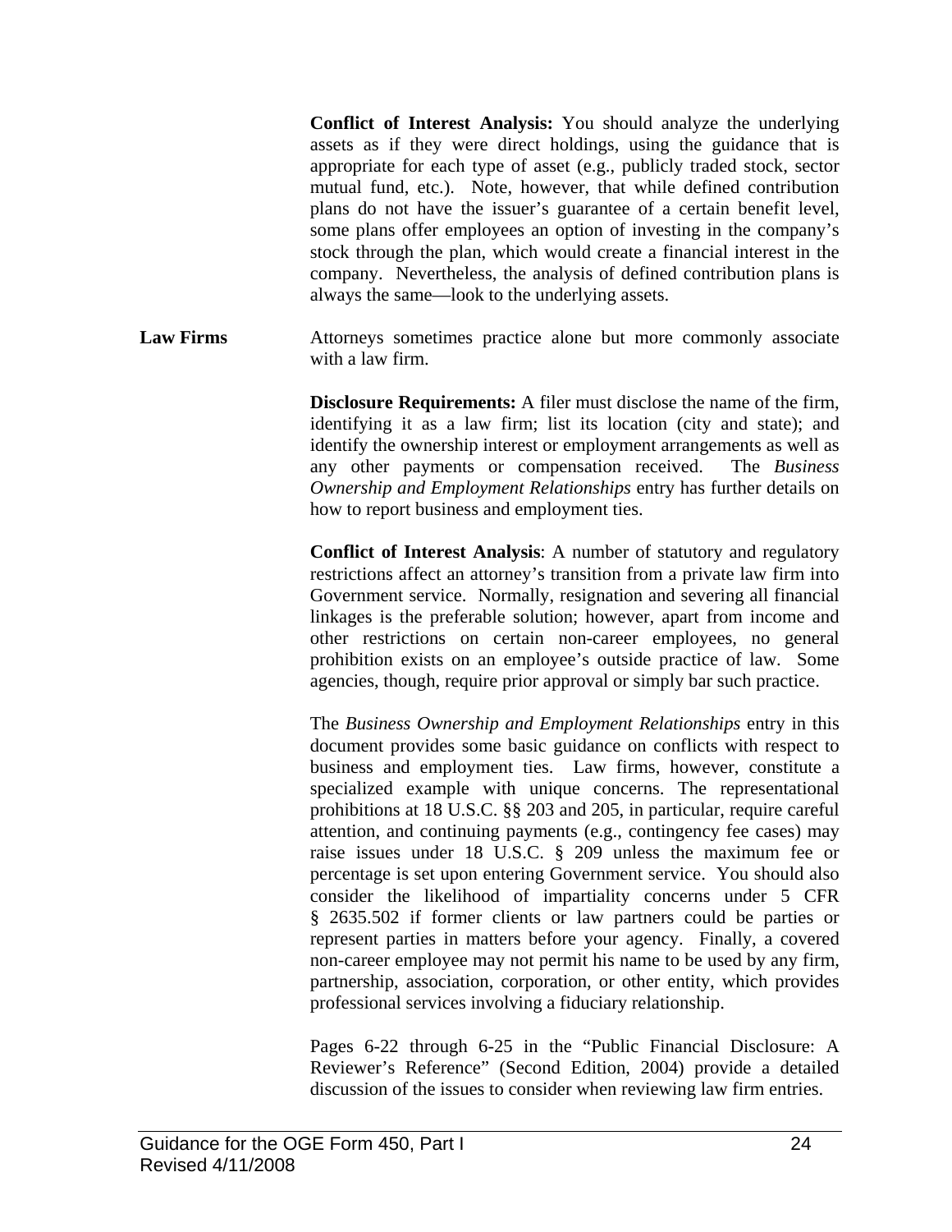**Conflict of Interest Analysis:** You should analyze the underlying assets as if they were direct holdings, using the guidance that is appropriate for each type of asset (e.g., publicly traded stock, sector mutual fund, etc.). Note, however, that while defined contribution plans do not have the issuer's guarantee of a certain benefit level, some plans offer employees an option of investing in the company's stock through the plan, which would create a financial interest in the company. Nevertheless, the analysis of defined contribution plans is always the same—look to the underlying assets.

**Law Firms**

Attorneys sometimes practice alone but more commonly associate with a law firm.

**Disclosure Requirements:** A filer must disclose the name of the firm, identifying it as a law firm; list its location (city and state); and identify the ownership interest or employment arrangements as well as any other payments or compensation received. The *Business Ownership and Employment Relationships* entry has further details on how to report business and employment ties.

**Conflict of Interest Analysis**: A number of statutory and regulatory restrictions affect an attorney's transition from a private law firm into Government service. Normally, resignation and severing all financial linkages is the preferable solution; however, apart from income and other restrictions on certain non-career employees, no general prohibition exists on an employee's outside practice of law. Some agencies, though, require prior approval or simply bar such practice.

The *Business Ownership and Employment Relationships* entry in this document provides some basic guidance on conflicts with respect to business and employment ties. Law firms, however, constitute a specialized example with unique concerns. The representational prohibitions at 18 U.S.C. §§ 203 and 205, in particular, require careful attention, and continuing payments (e.g., contingency fee cases) may raise issues under 18 U.S.C. § 209 unless the maximum fee or percentage is set upon entering Government service. You should also consider the likelihood of impartiality concerns under 5 CFR § 2635.502 if former clients or law partners could be parties or represent parties in matters before your agency. Finally, a covered non-career employee may not permit his name to be used by any firm, partnership, association, corporation, or other entity, which provides professional services involving a fiduciary relationship.

Pages 6-22 through 6-25 in the "Public Financial Disclosure: A Reviewer's Reference" (Second Edition, 2004) provide a detailed discussion of the issues to consider when reviewing law firm entries.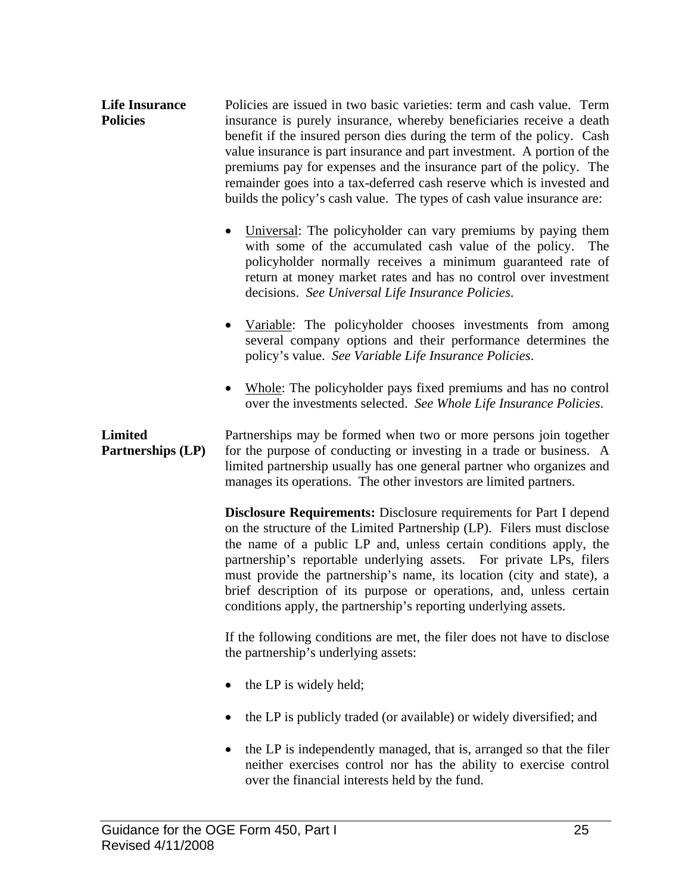**Life Insurance Policies**

Policies are issued in two basic varieties: term and cash value. Term insurance is purely insurance, whereby beneficiaries receive a death benefit if the insured person dies during the term of the policy. Cash value insurance is part insurance and part investment. A portion of the premiums pay for expenses and the insurance part of the policy. The remainder goes into a tax-deferred cash reserve which is invested and builds the policy's cash value. The types of cash value insurance are:

- Universal: The policyholder can vary premiums by paying them with some of the accumulated cash value of the policy. The policyholder normally receives a minimum guaranteed rate of return at money market rates and has no control over investment decisions. *See Universal Life Insurance Policies*.

- Variable: The policyholder chooses investments from among several company options and their performance determines the policy's value. *See Variable Life Insurance Policies*.

- Whole: The policyholder pays fixed premiums and has no control over the investments selected. *See Whole Life Insurance Policies*.

**Limited Partnerships (LP)**

Partnerships may be formed when two or more persons join together for the purpose of conducting or investing in a trade or business. A limited partnership usually has one general partner who organizes and manages its operations. The other investors are limited partners.

**Disclosure Requirements:** Disclosure requirements for Part I depend on the structure of the Limited Partnership (LP). Filers must disclose the name of a public LP and, unless certain conditions apply, the partnership's reportable underlying assets. For private LPs, filers must provide the partnership's name, its location (city and state), a brief description of its purpose or operations, and, unless certain conditions apply, the partnership's reporting underlying assets.

If the following conditions are met, the filer does not have to disclose the partnership's underlying assets:

- the LP is widely held;

- the LP is publicly traded (or available) or widely diversified; and

- the LP is independently managed, that is, arranged so that the filer neither exercises control nor has the ability to exercise control over the financial interests held by the fund.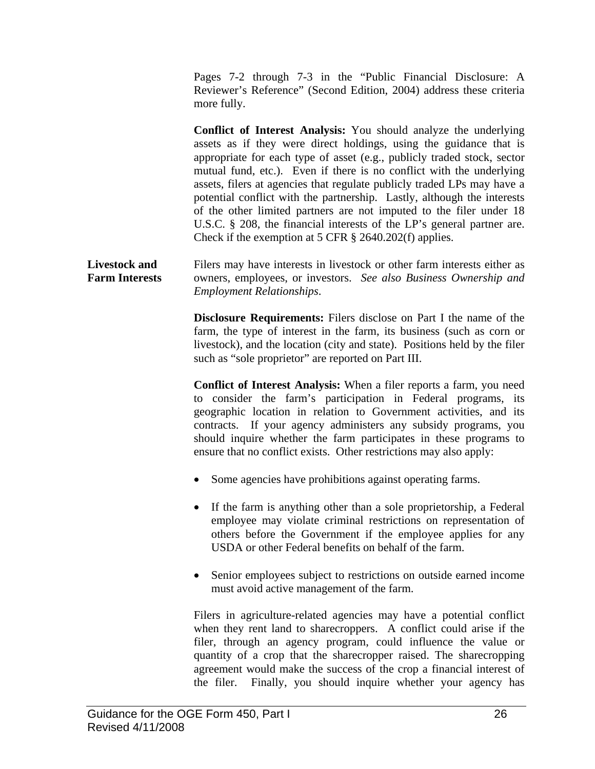Pages 7-2 through 7-3 in the "Public Financial Disclosure: A Reviewer's Reference" (Second Edition, 2004) address these criteria more fully.

**Conflict of Interest Analysis:** You should analyze the underlying assets as if they were direct holdings, using the guidance that is appropriate for each type of asset (e.g., publicly traded stock, sector mutual fund, etc.). Even if there is no conflict with the underlying assets, filers at agencies that regulate publicly traded LPs may have a potential conflict with the partnership. Lastly, although the interests of the other limited partners are not imputed to the filer under 18 U.S.C. § 208, the financial interests of the LP's general partner are. Check if the exemption at 5 CFR § 2640.202(f) applies.

**Livestock and Farm Interests**

Filers may have interests in livestock or other farm interests either as owners, employees, or investors. *See also Business Ownership and Employment Relationships*.

**Disclosure Requirements:** Filers disclose on Part I the name of the farm, the type of interest in the farm, its business (such as corn or livestock), and the location (city and state). Positions held by the filer such as "sole proprietor" are reported on Part III.

**Conflict of Interest Analysis:** When a filer reports a farm, you need to consider the farm's participation in Federal programs, its geographic location in relation to Government activities, and its contracts. If your agency administers any subsidy programs, you should inquire whether the farm participates in these programs to ensure that no conflict exists. Other restrictions may also apply:

- Some agencies have prohibitions against operating farms.
- If the farm is anything other than a sole proprietorship, a Federal employee may violate criminal restrictions on representation of others before the Government if the employee applies for any USDA or other Federal benefits on behalf of the farm.
- Senior employees subject to restrictions on outside earned income must avoid active management of the farm.

Filers in agriculture-related agencies may have a potential conflict when they rent land to sharecroppers. A conflict could arise if the filer, through an agency program, could influence the value or quantity of a crop that the sharecropper raised. The sharecropping agreement would make the success of the crop a financial interest of the filer. Finally, you should inquire whether your agency has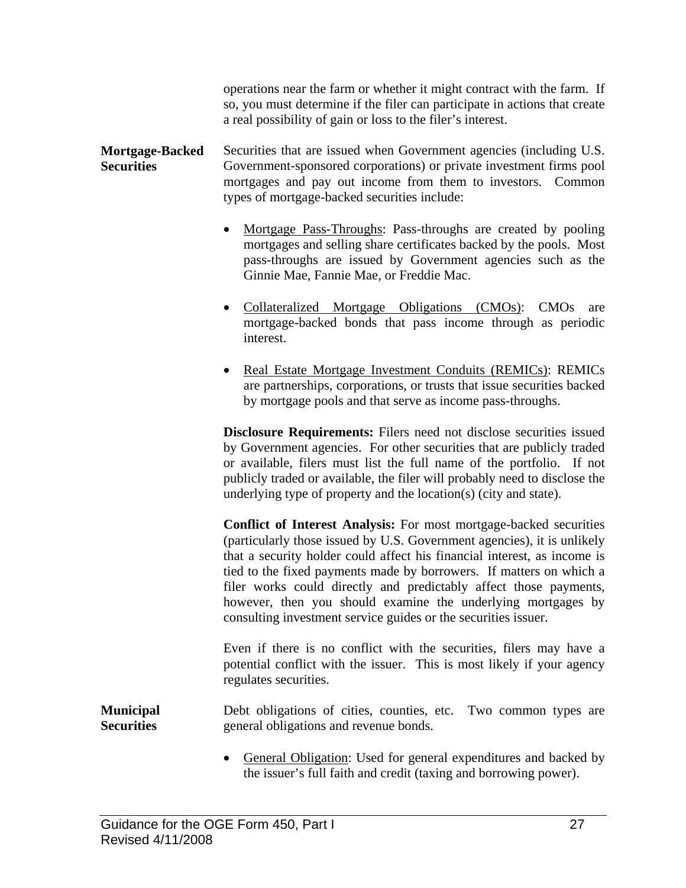operations near the farm or whether it might contract with the farm. If so, you must determine if the filer can participate in actions that create a real possibility of gain or loss to the filer's interest.

**Mortgage-Backed Securities**

Securities that are issued when Government agencies (including U.S. Government-sponsored corporations) or private investment firms pool mortgages and pay out income from them to investors. Common types of mortgage-backed securities include:

- Mortgage Pass-Throughs: Pass-throughs are created by pooling mortgages and selling share certificates backed by the pools. Most pass-throughs are issued by Government agencies such as the Ginnie Mae, Fannie Mae, or Freddie Mac.

- Collateralized Mortgage Obligations (CMOs): CMOs are mortgage-backed bonds that pass income through as periodic interest.

- Real Estate Mortgage Investment Conduits (REMICs): REMICs are partnerships, corporations, or trusts that issue securities backed by mortgage pools and that serve as income pass-throughs.

**Disclosure Requirements:** Filers need not disclose securities issued by Government agencies. For other securities that are publicly traded or available, filers must list the full name of the portfolio. If not publicly traded or available, the filer will probably need to disclose the underlying type of property and the location(s) (city and state).

**Conflict of Interest Analysis:** For most mortgage-backed securities (particularly those issued by U.S. Government agencies), it is unlikely that a security holder could affect his financial interest, as income is tied to the fixed payments made by borrowers. If matters on which a filer works could directly and predictably affect those payments, however, then you should examine the underlying mortgages by consulting investment service guides or the securities issuer.

Even if there is no conflict with the securities, filers may have a potential conflict with the issuer. This is most likely if your agency regulates securities.

**Municipal Securities**

Debt obligations of cities, counties, etc. Two common types are general obligations and revenue bonds.

- General Obligation: Used for general expenditures and backed by the issuer's full faith and credit (taxing and borrowing power).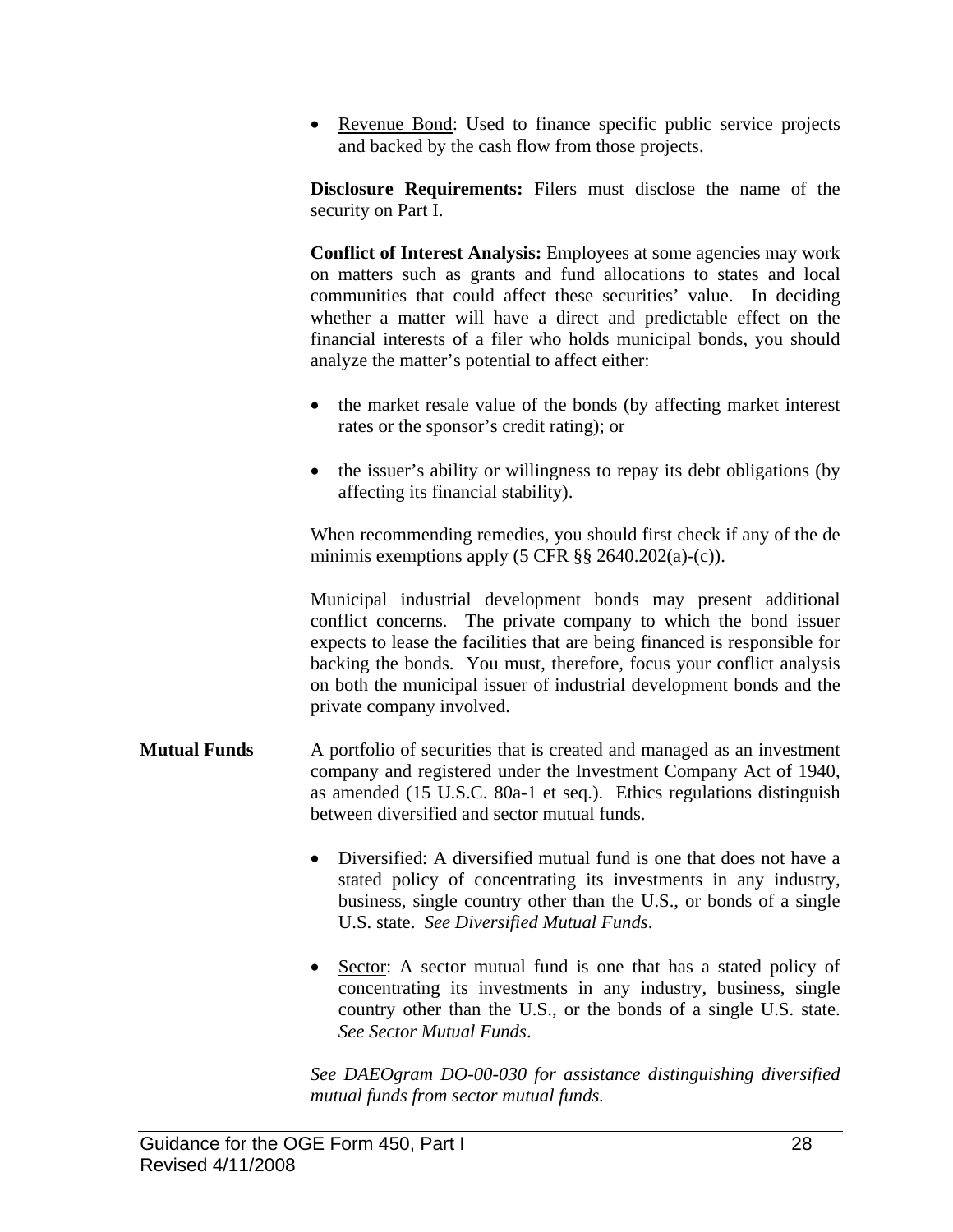- Revenue Bond: Used to finance specific public service projects and backed by the cash flow from those projects.

**Disclosure Requirements:** Filers must disclose the name of the security on Part I.

**Conflict of Interest Analysis:** Employees at some agencies may work on matters such as grants and fund allocations to states and local communities that could affect these securities' value. In deciding whether a matter will have a direct and predictable effect on the financial interests of a filer who holds municipal bonds, you should analyze the matter's potential to affect either:

- the market resale value of the bonds (by affecting market interest rates or the sponsor's credit rating); or
- the issuer's ability or willingness to repay its debt obligations (by affecting its financial stability).

When recommending remedies, you should first check if any of the de minimis exemptions apply (5 CFR §§ 2640.202(a)-(c)).

Municipal industrial development bonds may present additional conflict concerns. The private company to which the bond issuer expects to lease the facilities that are being financed is responsible for backing the bonds. You must, therefore, focus your conflict analysis on both the municipal issuer of industrial development bonds and the private company involved.

**Mutual Funds**

A portfolio of securities that is created and managed as an investment company and registered under the Investment Company Act of 1940, as amended (15 U.S.C. 80a-1 et seq.). Ethics regulations distinguish between diversified and sector mutual funds.

- Diversified: A diversified mutual fund is one that does not have a stated policy of concentrating its investments in any industry, business, single country other than the U.S., or bonds of a single U.S. state. *See Diversified Mutual Funds*.
- Sector: A sector mutual fund is one that has a stated policy of concentrating its investments in any industry, business, single country other than the U.S., or the bonds of a single U.S. state. *See Sector Mutual Funds*.

*See DAEOgram DO-00-030 for assistance distinguishing diversified mutual funds from sector mutual funds.*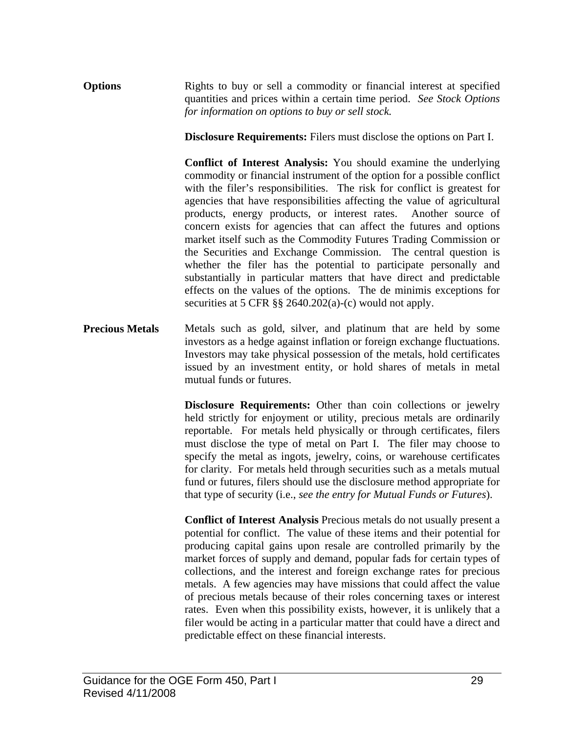**Options**

Rights to buy or sell a commodity or financial interest at specified quantities and prices within a certain time period. *See Stock Options for information on options to buy or sell stock.*

**Disclosure Requirements:** Filers must disclose the options on Part I.

**Conflict of Interest Analysis:** You should examine the underlying commodity or financial instrument of the option for a possible conflict with the filer's responsibilities. The risk for conflict is greatest for agencies that have responsibilities affecting the value of agricultural products, energy products, or interest rates. Another source of concern exists for agencies that can affect the futures and options market itself such as the Commodity Futures Trading Commission or the Securities and Exchange Commission. The central question is whether the filer has the potential to participate personally and substantially in particular matters that have direct and predictable effects on the values of the options. The de minimis exceptions for securities at 5 CFR §§ 2640.202(a)-(c) would not apply.

**Precious Metals**

Metals such as gold, silver, and platinum that are held by some investors as a hedge against inflation or foreign exchange fluctuations. Investors may take physical possession of the metals, hold certificates issued by an investment entity, or hold shares of metals in metal mutual funds or futures.

**Disclosure Requirements:** Other than coin collections or jewelry held strictly for enjoyment or utility, precious metals are ordinarily reportable. For metals held physically or through certificates, filers must disclose the type of metal on Part I. The filer may choose to specify the metal as ingots, jewelry, coins, or warehouse certificates for clarity. For metals held through securities such as a metals mutual fund or futures, filers should use the disclosure method appropriate for that type of security (i.e., *see the entry for Mutual Funds or Futures*).

**Conflict of Interest Analysis** Precious metals do not usually present a potential for conflict. The value of these items and their potential for producing capital gains upon resale are controlled primarily by the market forces of supply and demand, popular fads for certain types of collections, and the interest and foreign exchange rates for precious metals. A few agencies may have missions that could affect the value of precious metals because of their roles concerning taxes or interest rates. Even when this possibility exists, however, it is unlikely that a filer would be acting in a particular matter that could have a direct and predictable effect on these financial interests.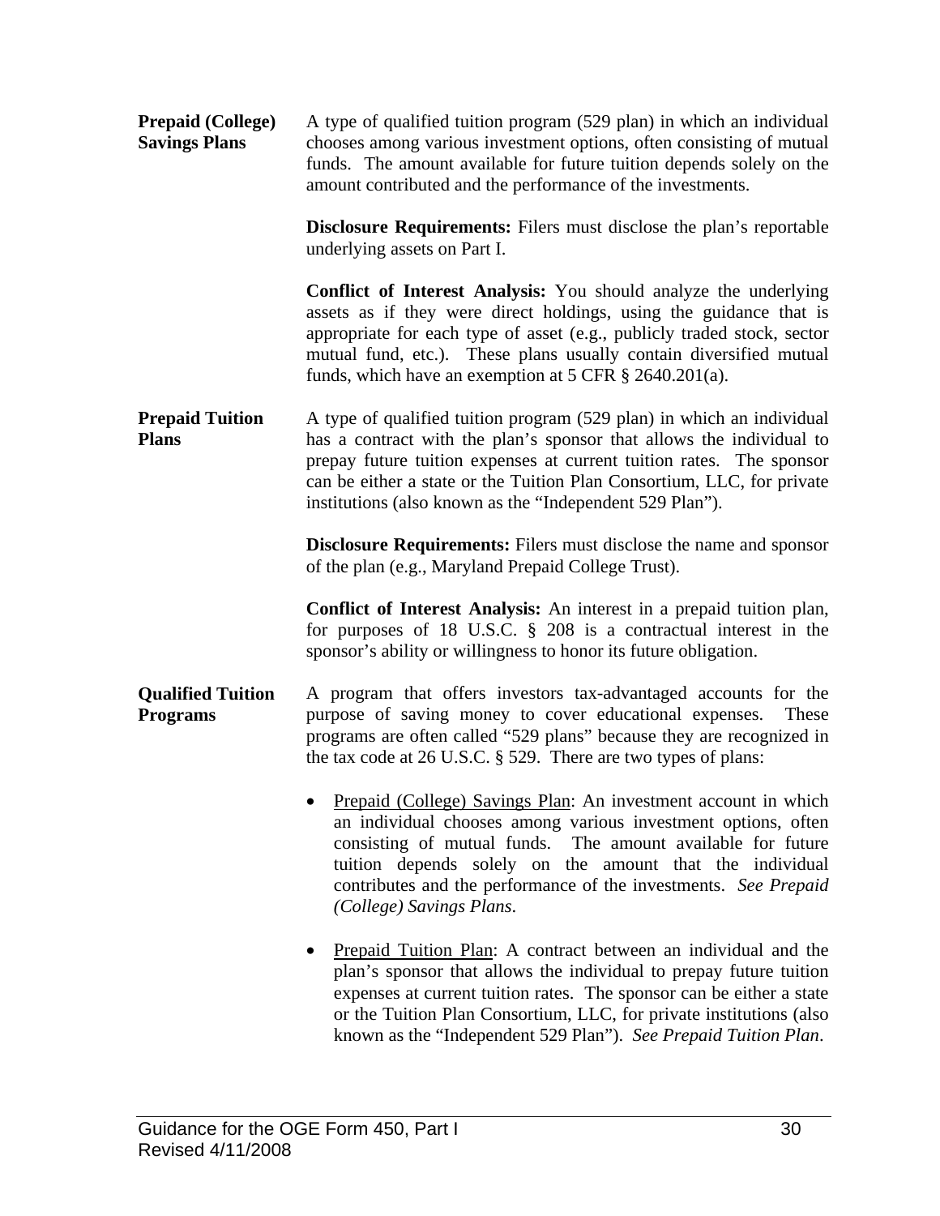**Prepaid (College) Savings Plans**

A type of qualified tuition program (529 plan) in which an individual chooses among various investment options, often consisting of mutual funds. The amount available for future tuition depends solely on the amount contributed and the performance of the investments.

**Disclosure Requirements:** Filers must disclose the plan's reportable underlying assets on Part I.

**Conflict of Interest Analysis:** You should analyze the underlying assets as if they were direct holdings, using the guidance that is appropriate for each type of asset (e.g., publicly traded stock, sector mutual fund, etc.). These plans usually contain diversified mutual funds, which have an exemption at 5 CFR § 2640.201(a).

**Prepaid Tuition Plans**

A type of qualified tuition program (529 plan) in which an individual has a contract with the plan's sponsor that allows the individual to prepay future tuition expenses at current tuition rates. The sponsor can be either a state or the Tuition Plan Consortium, LLC, for private institutions (also known as the "Independent 529 Plan").

**Disclosure Requirements:** Filers must disclose the name and sponsor of the plan (e.g., Maryland Prepaid College Trust).

**Conflict of Interest Analysis:** An interest in a prepaid tuition plan, for purposes of 18 U.S.C. § 208 is a contractual interest in the sponsor's ability or willingness to honor its future obligation.

**Qualified Tuition Programs**

A program that offers investors tax-advantaged accounts for the purpose of saving money to cover educational expenses. These programs are often called "529 plans" because they are recognized in the tax code at 26 U.S.C. § 529. There are two types of plans:

- Prepaid (College) Savings Plan: An investment account in which an individual chooses among various investment options, often consisting of mutual funds. The amount available for future tuition depends solely on the amount that the individual contributes and the performance of the investments. *See Prepaid (College) Savings Plans*.

- Prepaid Tuition Plan: A contract between an individual and the plan's sponsor that allows the individual to prepay future tuition expenses at current tuition rates. The sponsor can be either a state or the Tuition Plan Consortium, LLC, for private institutions (also known as the "Independent 529 Plan"). *See Prepaid Tuition Plan*.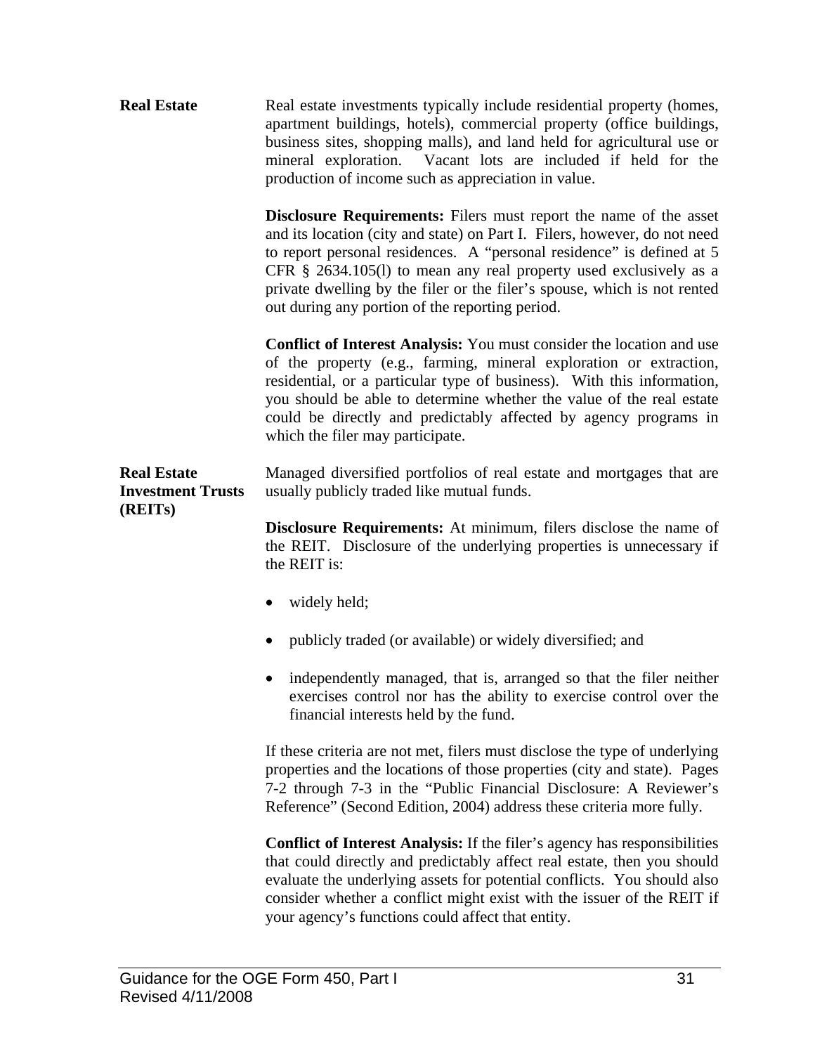## Real Estate

Real estate investments typically include residential property (homes, apartment buildings, hotels), commercial property (office buildings, business sites, shopping malls), and land held for agricultural use or mineral exploration. Vacant lots are included if held for the production of income such as appreciation in value.

**Disclosure Requirements:** Filers must report the name of the asset and its location (city and state) on Part I. Filers, however, do not need to report personal residences. A "personal residence" is defined at 5 CFR § 2634.105(l) to mean any real property used exclusively as a private dwelling by the filer or the filer's spouse, which is not rented out during any portion of the reporting period.

**Conflict of Interest Analysis:** You must consider the location and use of the property (e.g., farming, mineral exploration or extraction, residential, or a particular type of business). With this information, you should be able to determine whether the value of the real estate could be directly and predictably affected by agency programs in which the filer may participate.

## Real Estate Investment Trusts (REITs)

Managed diversified portfolios of real estate and mortgages that are usually publicly traded like mutual funds.

**Disclosure Requirements:** At minimum, filers disclose the name of the REIT. Disclosure of the underlying properties is unnecessary if the REIT is:

- widely held;
- publicly traded (or available) or widely diversified; and
- independently managed, that is, arranged so that the filer neither exercises control nor has the ability to exercise control over the financial interests held by the fund.

If these criteria are not met, filers must disclose the type of underlying properties and the locations of those properties (city and state). Pages 7-2 through 7-3 in the "Public Financial Disclosure: A Reviewer's Reference" (Second Edition, 2004) address these criteria more fully.

**Conflict of Interest Analysis:** If the filer's agency has responsibilities that could directly and predictably affect real estate, then you should evaluate the underlying assets for potential conflicts. You should also consider whether a conflict might exist with the issuer of the REIT if your agency's functions could affect that entity.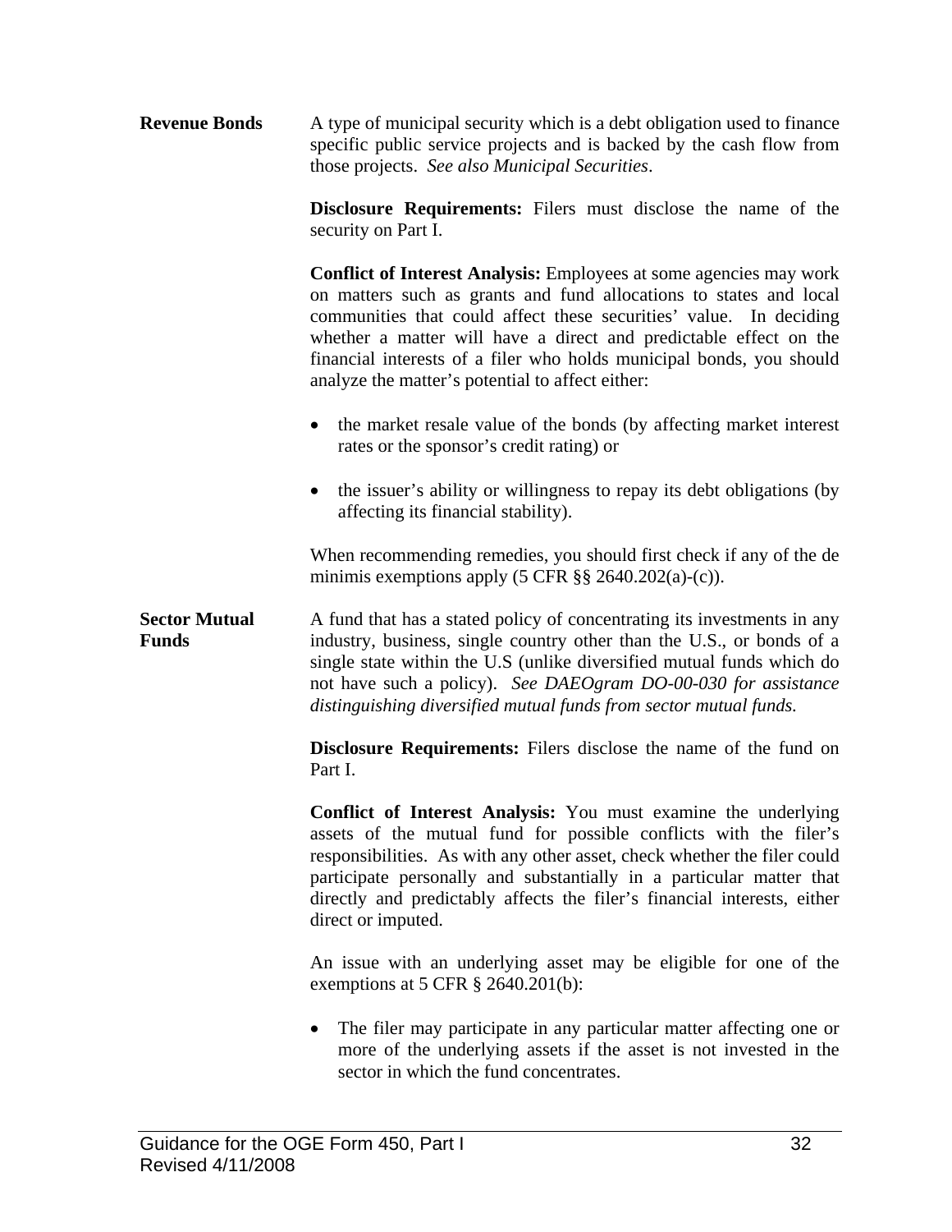**Revenue Bonds**

A type of municipal security which is a debt obligation used to finance specific public service projects and is backed by the cash flow from those projects. *See also Municipal Securities*.

**Disclosure Requirements:** Filers must disclose the name of the security on Part I.

**Conflict of Interest Analysis:** Employees at some agencies may work on matters such as grants and fund allocations to states and local communities that could affect these securities' value. In deciding whether a matter will have a direct and predictable effect on the financial interests of a filer who holds municipal bonds, you should analyze the matter's potential to affect either:

- the market resale value of the bonds (by affecting market interest rates or the sponsor's credit rating) or
- the issuer's ability or willingness to repay its debt obligations (by affecting its financial stability).

When recommending remedies, you should first check if any of the de minimis exemptions apply (5 CFR §§ 2640.202(a)-(c)).

**Sector Mutual Funds**

A fund that has a stated policy of concentrating its investments in any industry, business, single country other than the U.S., or bonds of a single state within the U.S (unlike diversified mutual funds which do not have such a policy). *See DAEOgram DO-00-030 for assistance distinguishing diversified mutual funds from sector mutual funds.*

**Disclosure Requirements:** Filers disclose the name of the fund on Part I.

**Conflict of Interest Analysis:** You must examine the underlying assets of the mutual fund for possible conflicts with the filer's responsibilities. As with any other asset, check whether the filer could participate personally and substantially in a particular matter that directly and predictably affects the filer's financial interests, either direct or imputed.

An issue with an underlying asset may be eligible for one of the exemptions at 5 CFR § 2640.201(b):

- The filer may participate in any particular matter affecting one or more of the underlying assets if the asset is not invested in the sector in which the fund concentrates.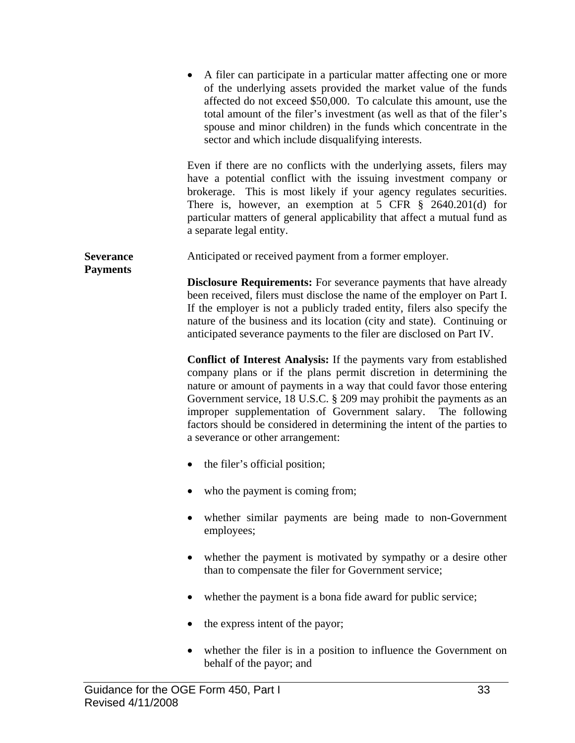- A filer can participate in a particular matter affecting one or more of the underlying assets provided the market value of the funds affected do not exceed $50,000. To calculate this amount, use the total amount of the filer's investment (as well as that of the filer's spouse and minor children) in the funds which concentrate in the sector and which include disqualifying interests.

Even if there are no conflicts with the underlying assets, filers may have a potential conflict with the issuing investment company or brokerage. This is most likely if your agency regulates securities. There is, however, an exemption at 5 CFR § 2640.201(d) for particular matters of general applicability that affect a mutual fund as a separate legal entity.

**Severance Payments**

Anticipated or received payment from a former employer.

**Disclosure Requirements:** For severance payments that have already been received, filers must disclose the name of the employer on Part I. If the employer is not a publicly traded entity, filers also specify the nature of the business and its location (city and state). Continuing or anticipated severance payments to the filer are disclosed on Part IV.

**Conflict of Interest Analysis:** If the payments vary from established company plans or if the plans permit discretion in determining the nature or amount of payments in a way that could favor those entering Government service, 18 U.S.C. § 209 may prohibit the payments as an improper supplementation of Government salary. The following factors should be considered in determining the intent of the parties to a severance or other arrangement:

- the filer's official position;
- who the payment is coming from;
- whether similar payments are being made to non-Government employees;
- whether the payment is motivated by sympathy or a desire other than to compensate the filer for Government service;
- whether the payment is a bona fide award for public service;
- the express intent of the payor;
- whether the filer is in a position to influence the Government on behalf of the payor; and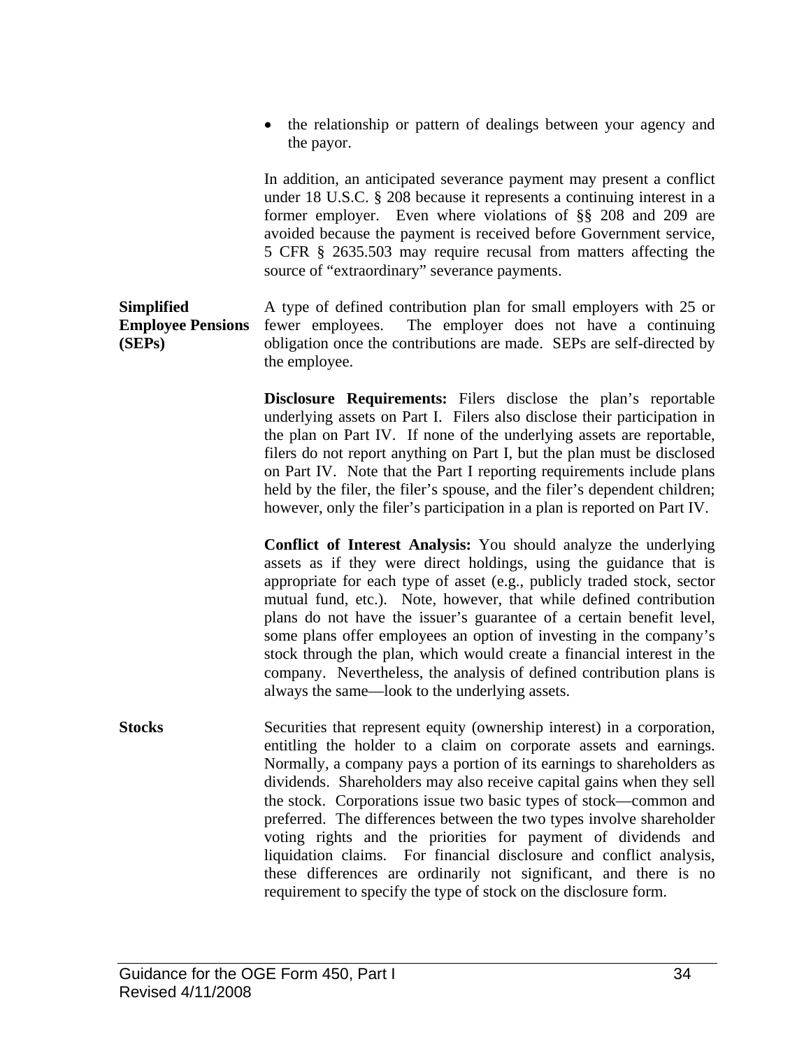- the relationship or pattern of dealings between your agency and the payor.

In addition, an anticipated severance payment may present a conflict under 18 U.S.C. § 208 because it represents a continuing interest in a former employer. Even where violations of §§ 208 and 209 are avoided because the payment is received before Government service, 5 CFR § 2635.503 may require recusal from matters affecting the source of "extraordinary" severance payments.

**Simplified Employee Pensions (SEPs)**

A type of defined contribution plan for small employers with 25 or fewer employees. The employer does not have a continuing obligation once the contributions are made. SEPs are self-directed by the employee.

**Disclosure Requirements:** Filers disclose the plan's reportable underlying assets on Part I. Filers also disclose their participation in the plan on Part IV. If none of the underlying assets are reportable, filers do not report anything on Part I, but the plan must be disclosed on Part IV. Note that the Part I reporting requirements include plans held by the filer, the filer's spouse, and the filer's dependent children; however, only the filer's participation in a plan is reported on Part IV.

**Conflict of Interest Analysis:** You should analyze the underlying assets as if they were direct holdings, using the guidance that is appropriate for each type of asset (e.g., publicly traded stock, sector mutual fund, etc.). Note, however, that while defined contribution plans do not have the issuer's guarantee of a certain benefit level, some plans offer employees an option of investing in the company's stock through the plan, which would create a financial interest in the company. Nevertheless, the analysis of defined contribution plans is always the same—look to the underlying assets.

**Stocks**

Securities that represent equity (ownership interest) in a corporation, entitling the holder to a claim on corporate assets and earnings. Normally, a company pays a portion of its earnings to shareholders as dividends. Shareholders may also receive capital gains when they sell the stock. Corporations issue two basic types of stock—common and preferred. The differences between the two types involve shareholder voting rights and the priorities for payment of dividends and liquidation claims. For financial disclosure and conflict analysis, these differences are ordinarily not significant, and there is no requirement to specify the type of stock on the disclosure form.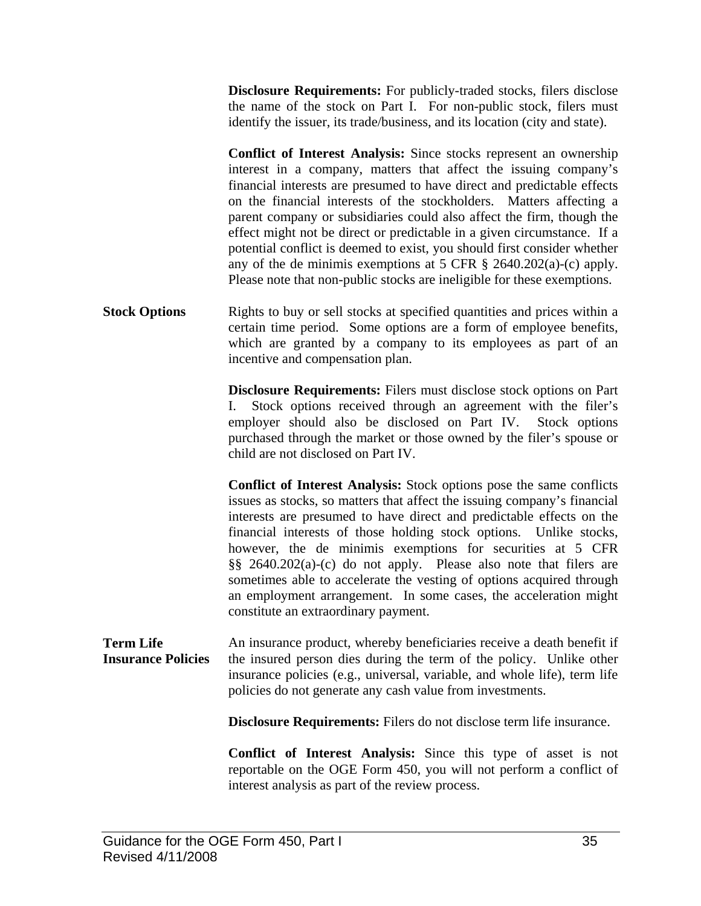**Disclosure Requirements:** For publicly-traded stocks, filers disclose the name of the stock on Part I. For non-public stock, filers must identify the issuer, its trade/business, and its location (city and state).

**Conflict of Interest Analysis:** Since stocks represent an ownership interest in a company, matters that affect the issuing company's financial interests are presumed to have direct and predictable effects on the financial interests of the stockholders. Matters affecting a parent company or subsidiaries could also affect the firm, though the effect might not be direct or predictable in a given circumstance. If a potential conflict is deemed to exist, you should first consider whether any of the de minimis exemptions at 5 CFR § 2640.202(a)-(c) apply. Please note that non-public stocks are ineligible for these exemptions.

**Stock Options**

Rights to buy or sell stocks at specified quantities and prices within a certain time period. Some options are a form of employee benefits, which are granted by a company to its employees as part of an incentive and compensation plan.

**Disclosure Requirements:** Filers must disclose stock options on Part I. Stock options received through an agreement with the filer's employer should also be disclosed on Part IV. Stock options purchased through the market or those owned by the filer's spouse or child are not disclosed on Part IV.

**Conflict of Interest Analysis:** Stock options pose the same conflicts issues as stocks, so matters that affect the issuing company's financial interests are presumed to have direct and predictable effects on the financial interests of those holding stock options. Unlike stocks, however, the de minimis exemptions for securities at 5 CFR §§ 2640.202(a)-(c) do not apply. Please also note that filers are sometimes able to accelerate the vesting of options acquired through an employment arrangement. In some cases, the acceleration might constitute an extraordinary payment.

**Term Life Insurance Policies**

An insurance product, whereby beneficiaries receive a death benefit if the insured person dies during the term of the policy. Unlike other insurance policies (e.g., universal, variable, and whole life), term life policies do not generate any cash value from investments.

**Disclosure Requirements:** Filers do not disclose term life insurance.

**Conflict of Interest Analysis:** Since this type of asset is not reportable on the OGE Form 450, you will not perform a conflict of interest analysis as part of the review process.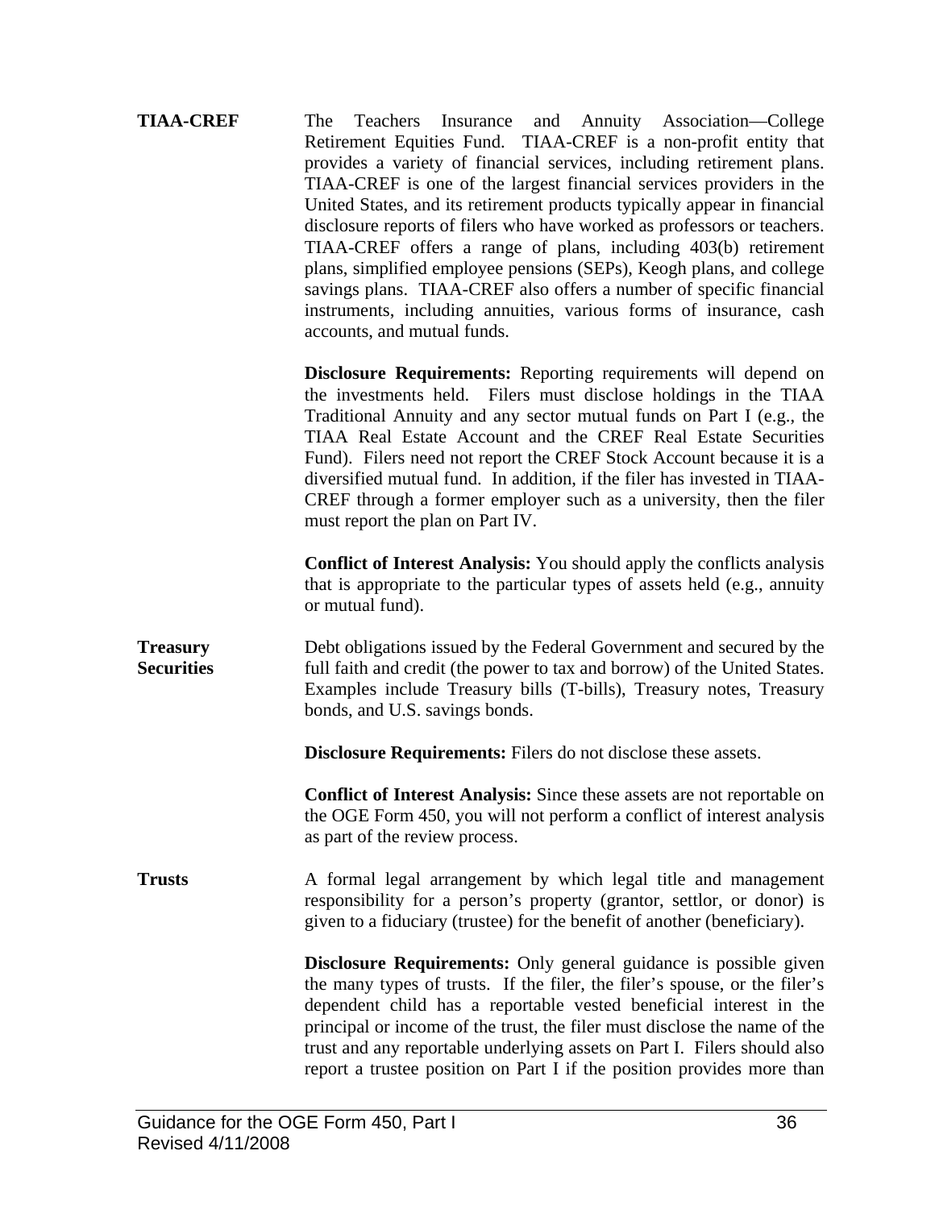**TIAA-CREF**

The Teachers Insurance and Annuity Association—College Retirement Equities Fund. TIAA-CREF is a non-profit entity that provides a variety of financial services, including retirement plans. TIAA-CREF is one of the largest financial services providers in the United States, and its retirement products typically appear in financial disclosure reports of filers who have worked as professors or teachers. TIAA-CREF offers a range of plans, including 403(b) retirement plans, simplified employee pensions (SEPs), Keogh plans, and college savings plans. TIAA-CREF also offers a number of specific financial instruments, including annuities, various forms of insurance, cash accounts, and mutual funds.

**Disclosure Requirements:** Reporting requirements will depend on the investments held. Filers must disclose holdings in the TIAA Traditional Annuity and any sector mutual funds on Part I (e.g., the TIAA Real Estate Account and the CREF Real Estate Securities Fund). Filers need not report the CREF Stock Account because it is a diversified mutual fund. In addition, if the filer has invested in TIAA-CREF through a former employer such as a university, then the filer must report the plan on Part IV.

**Conflict of Interest Analysis:** You should apply the conflicts analysis that is appropriate to the particular types of assets held (e.g., annuity or mutual fund).

**Treasury Securities**

Debt obligations issued by the Federal Government and secured by the full faith and credit (the power to tax and borrow) of the United States. Examples include Treasury bills (T-bills), Treasury notes, Treasury bonds, and U.S. savings bonds.

**Disclosure Requirements:** Filers do not disclose these assets.

**Conflict of Interest Analysis:** Since these assets are not reportable on the OGE Form 450, you will not perform a conflict of interest analysis as part of the review process.

**Trusts**

A formal legal arrangement by which legal title and management responsibility for a person's property (grantor, settlor, or donor) is given to a fiduciary (trustee) for the benefit of another (beneficiary).

**Disclosure Requirements:** Only general guidance is possible given the many types of trusts. If the filer, the filer's spouse, or the filer's dependent child has a reportable vested beneficial interest in the principal or income of the trust, the filer must disclose the name of the trust and any reportable underlying assets on Part I. Filers should also report a trustee position on Part I if the position provides more than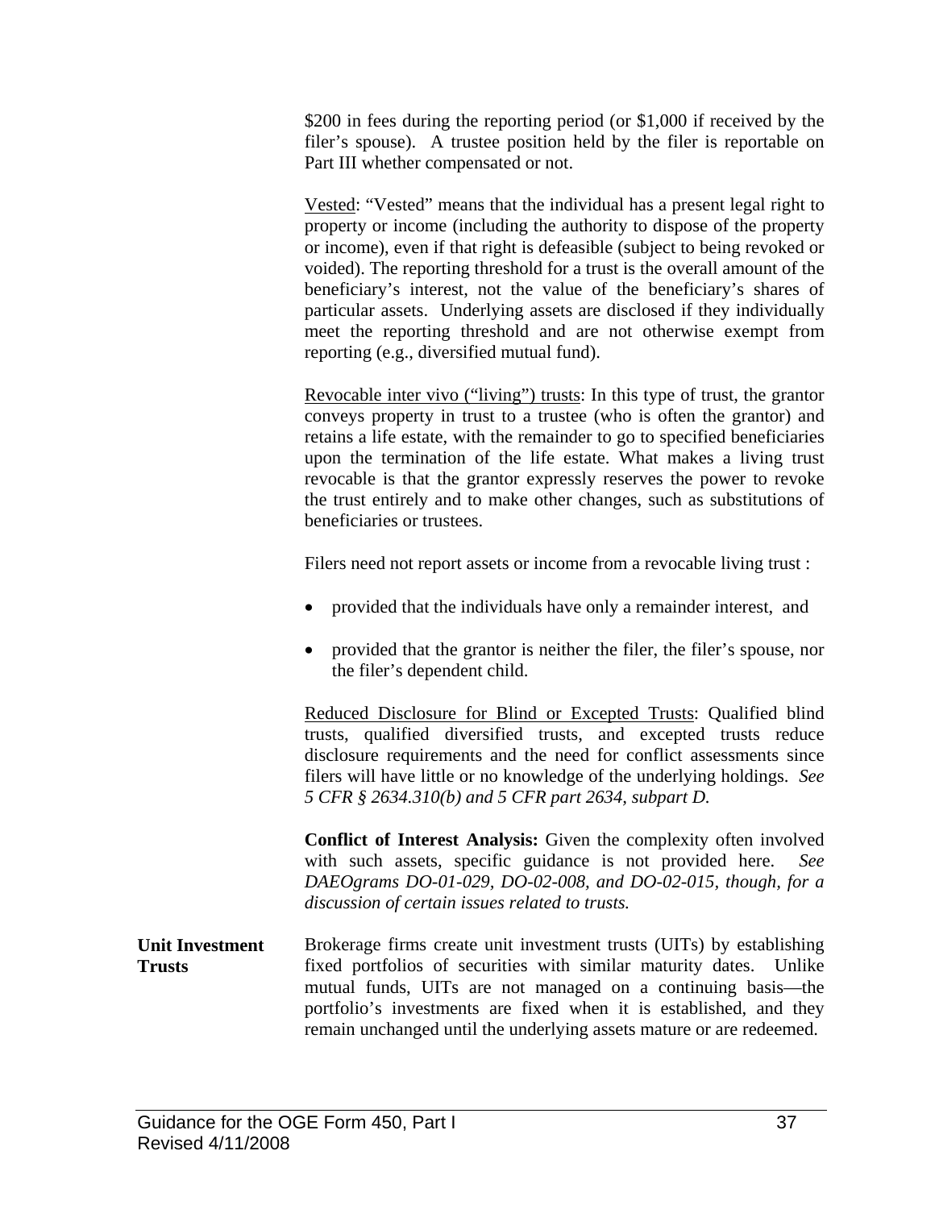$200 in fees during the reporting period (or $1,000 if received by the filer's spouse). A trustee position held by the filer is reportable on Part III whether compensated or not.

Vested: "Vested" means that the individual has a present legal right to property or income (including the authority to dispose of the property or income), even if that right is defeasible (subject to being revoked or voided). The reporting threshold for a trust is the overall amount of the beneficiary's interest, not the value of the beneficiary's shares of particular assets. Underlying assets are disclosed if they individually meet the reporting threshold and are not otherwise exempt from reporting (e.g., diversified mutual fund).

Revocable inter vivo ("living") trusts: In this type of trust, the grantor conveys property in trust to a trustee (who is often the grantor) and retains a life estate, with the remainder to go to specified beneficiaries upon the termination of the life estate. What makes a living trust revocable is that the grantor expressly reserves the power to revoke the trust entirely and to make other changes, such as substitutions of beneficiaries or trustees.

Filers need not report assets or income from a revocable living trust :

- provided that the individuals have only a remainder interest, and
- provided that the grantor is neither the filer, the filer's spouse, nor the filer's dependent child.

Reduced Disclosure for Blind or Excepted Trusts: Qualified blind trusts, qualified diversified trusts, and excepted trusts reduce disclosure requirements and the need for conflict assessments since filers will have little or no knowledge of the underlying holdings. *See 5 CFR § 2634.310(b) and 5 CFR part 2634, subpart D.*

**Conflict of Interest Analysis:** Given the complexity often involved with such assets, specific guidance is not provided here. *See DAEOgrams DO-01-029, DO-02-008, and DO-02-015, though, for a discussion of certain issues related to trusts.*

**Unit Investment Trusts**

Brokerage firms create unit investment trusts (UITs) by establishing fixed portfolios of securities with similar maturity dates. Unlike mutual funds, UITs are not managed on a continuing basis—the portfolio's investments are fixed when it is established, and they remain unchanged until the underlying assets mature or are redeemed.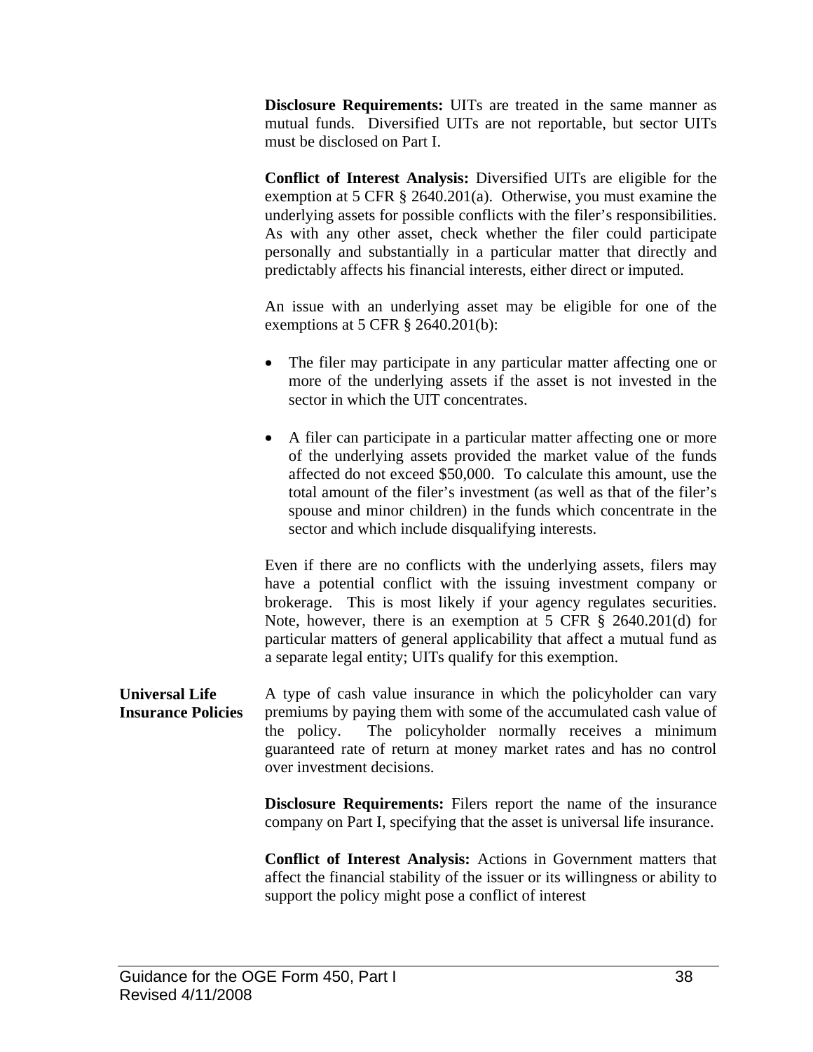**Disclosure Requirements:** UITs are treated in the same manner as mutual funds. Diversified UITs are not reportable, but sector UITs must be disclosed on Part I.

**Conflict of Interest Analysis:** Diversified UITs are eligible for the exemption at 5 CFR § 2640.201(a). Otherwise, you must examine the underlying assets for possible conflicts with the filer's responsibilities. As with any other asset, check whether the filer could participate personally and substantially in a particular matter that directly and predictably affects his financial interests, either direct or imputed.

An issue with an underlying asset may be eligible for one of the exemptions at 5 CFR § 2640.201(b):

- The filer may participate in any particular matter affecting one or more of the underlying assets if the asset is not invested in the sector in which the UIT concentrates.
- A filer can participate in a particular matter affecting one or more of the underlying assets provided the market value of the funds affected do not exceed $50,000. To calculate this amount, use the total amount of the filer's investment (as well as that of the filer's spouse and minor children) in the funds which concentrate in the sector and which include disqualifying interests.

Even if there are no conflicts with the underlying assets, filers may have a potential conflict with the issuing investment company or brokerage. This is most likely if your agency regulates securities. Note, however, there is an exemption at 5 CFR § 2640.201(d) for particular matters of general applicability that affect a mutual fund as a separate legal entity; UITs qualify for this exemption.

**Universal Life Insurance Policies**

A type of cash value insurance in which the policyholder can vary premiums by paying them with some of the accumulated cash value of the policy. The policyholder normally receives a minimum guaranteed rate of return at money market rates and has no control over investment decisions.

**Disclosure Requirements:** Filers report the name of the insurance company on Part I, specifying that the asset is universal life insurance.

**Conflict of Interest Analysis:** Actions in Government matters that affect the financial stability of the issuer or its willingness or ability to support the policy might pose a conflict of interest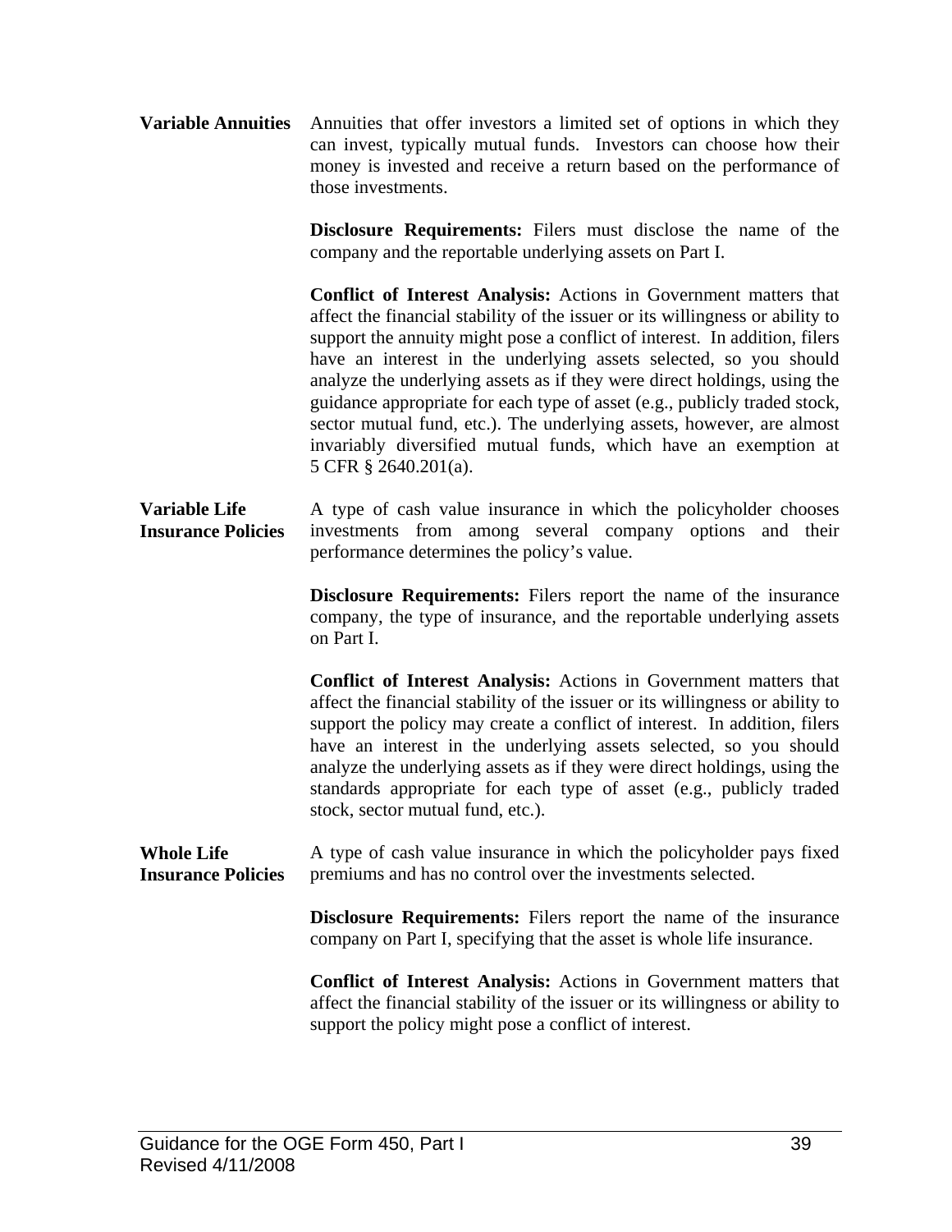**Variable Annuities** Annuities that offer investors a limited set of options in which they can invest, typically mutual funds. Investors can choose how their money is invested and receive a return based on the performance of those investments.

**Disclosure Requirements:** Filers must disclose the name of the company and the reportable underlying assets on Part I.

**Conflict of Interest Analysis:** Actions in Government matters that affect the financial stability of the issuer or its willingness or ability to support the annuity might pose a conflict of interest. In addition, filers have an interest in the underlying assets selected, so you should analyze the underlying assets as if they were direct holdings, using the guidance appropriate for each type of asset (e.g., publicly traded stock, sector mutual fund, etc.). The underlying assets, however, are almost invariably diversified mutual funds, which have an exemption at 5 CFR § 2640.201(a).

**Variable Life Insurance Policies** A type of cash value insurance in which the policyholder chooses investments from among several company options and their performance determines the policy's value.

**Disclosure Requirements:** Filers report the name of the insurance company, the type of insurance, and the reportable underlying assets on Part I.

**Conflict of Interest Analysis:** Actions in Government matters that affect the financial stability of the issuer or its willingness or ability to support the policy may create a conflict of interest. In addition, filers have an interest in the underlying assets selected, so you should analyze the underlying assets as if they were direct holdings, using the standards appropriate for each type of asset (e.g., publicly traded stock, sector mutual fund, etc.).

**Whole Life Insurance Policies** A type of cash value insurance in which the policyholder pays fixed premiums and has no control over the investments selected.

**Disclosure Requirements:** Filers report the name of the insurance company on Part I, specifying that the asset is whole life insurance.

**Conflict of Interest Analysis:** Actions in Government matters that affect the financial stability of the issuer or its willingness or ability to support the policy might pose a conflict of interest.